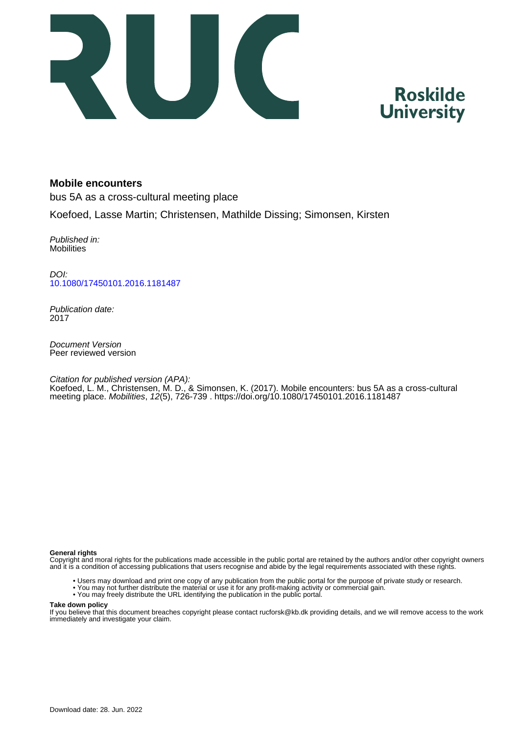# Mobile encounters

bus 5A as a cross-cultural meeting place

Koefoed, Lasse Martin; Christensen, Mathilde Dissing; Simonsen, Kirsten

*Published in:*
Mobilities

*DOI:*
[10.1080/17450101.2016.1181487](https://doi.org/10.1080/17450101.2016.1181487)

*Publication date:*
2017

*Document Version*
Peer reviewed version

*Citation for published version (APA):*
Koefoed, L. M., Christensen, M. D., & Simonsen, K. (2017). Mobile encounters: bus 5A as a cross-cultural meeting place. *Mobilities*, *12*(5), 726-739 . https://doi.org/10.1080/17450101.2016.1181487

**General rights**
Copyright and moral rights for the publications made accessible in the public portal are retained by the authors and/or other copyright owners and it is a condition of accessing publications that users recognise and abide by the legal requirements associated with these rights.

- Users may download and print one copy of any publication from the public portal for the purpose of private study or research.
- You may not further distribute the material or use it for any profit-making activity or commercial gain.
- You may freely distribute the URL identifying the publication in the public portal.

**Take down policy**
If you believe that this document breaches copyright please contact rucforsk@kb.dk providing details, and we will remove access to the work immediately and investigate your claim.

Download date: 28. Jun. 2022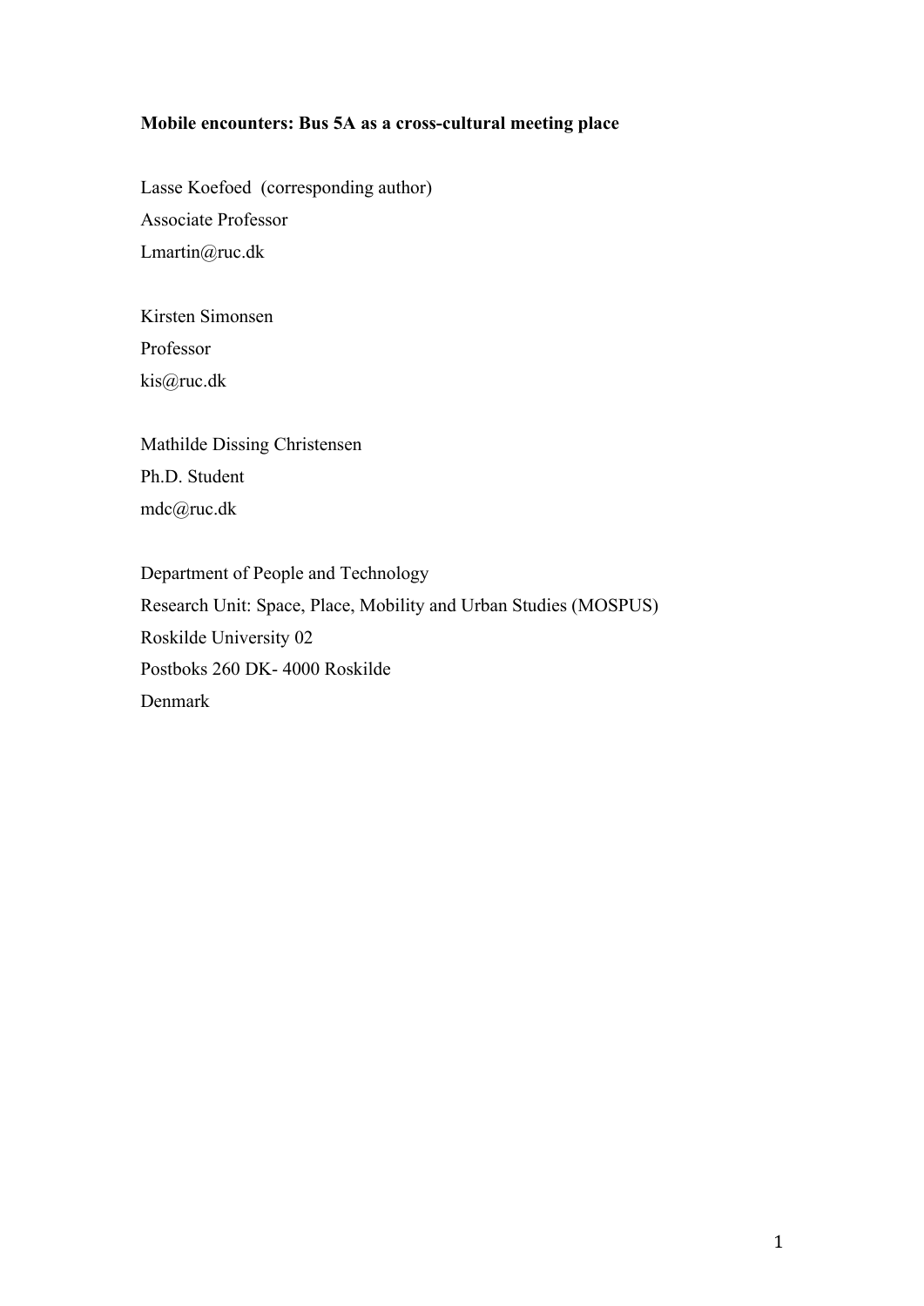**Mobile encounters: Bus 5A as a cross-cultural meeting place**

Lasse Koefoed (corresponding author)
Associate Professor
Lmartin@ruc.dk

Kirsten Simonsen
Professor
kis@ruc.dk

Mathilde Dissing Christensen
Ph.D. Student
mdc@ruc.dk

Department of People and Technology
Research Unit: Space, Place, Mobility and Urban Studies (MOSPUS)
Roskilde University 02
Postboks 260 DK- 4000 Roskilde
Denmark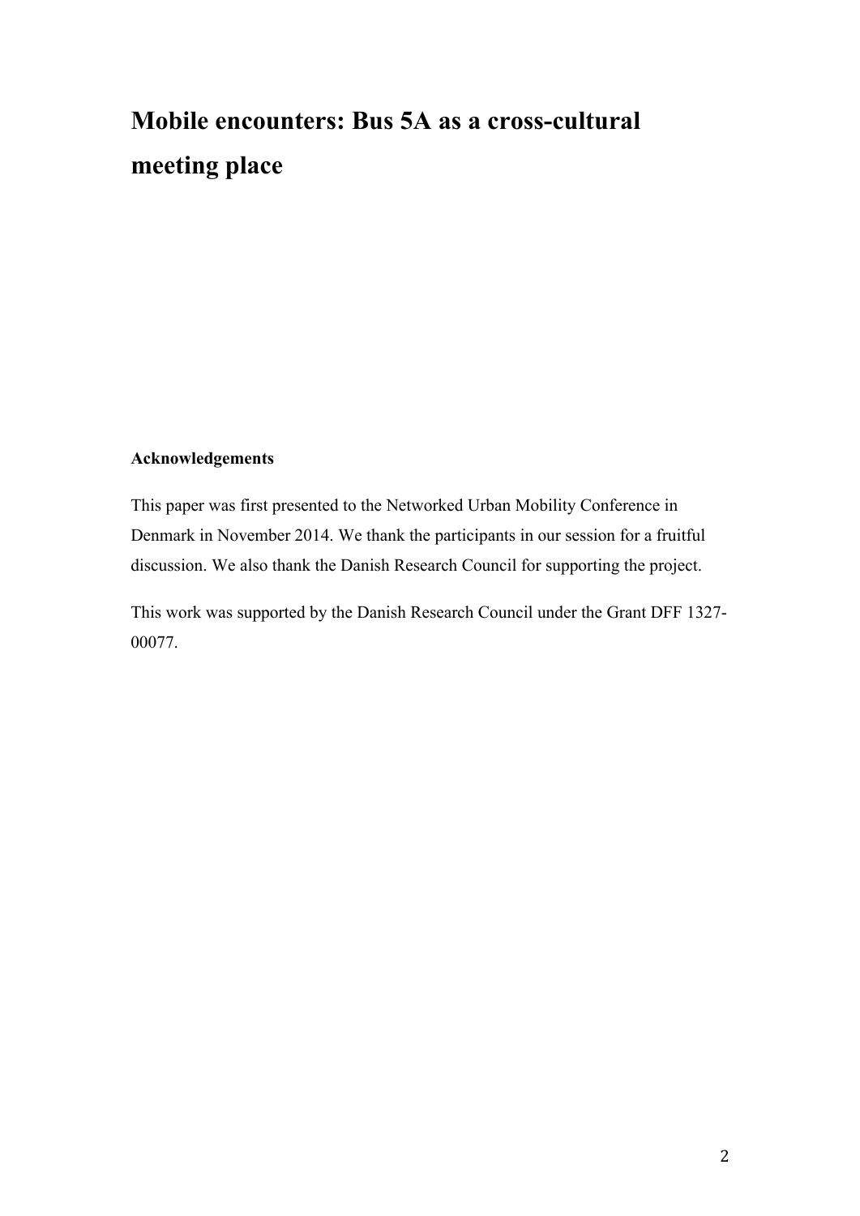# Mobile encounters: Bus 5A as a cross-cultural meeting place

**Acknowledgements**

This paper was first presented to the Networked Urban Mobility Conference in Denmark in November 2014. We thank the participants in our session for a fruitful discussion. We also thank the Danish Research Council for supporting the project.

This work was supported by the Danish Research Council under the Grant DFF 1327-00077.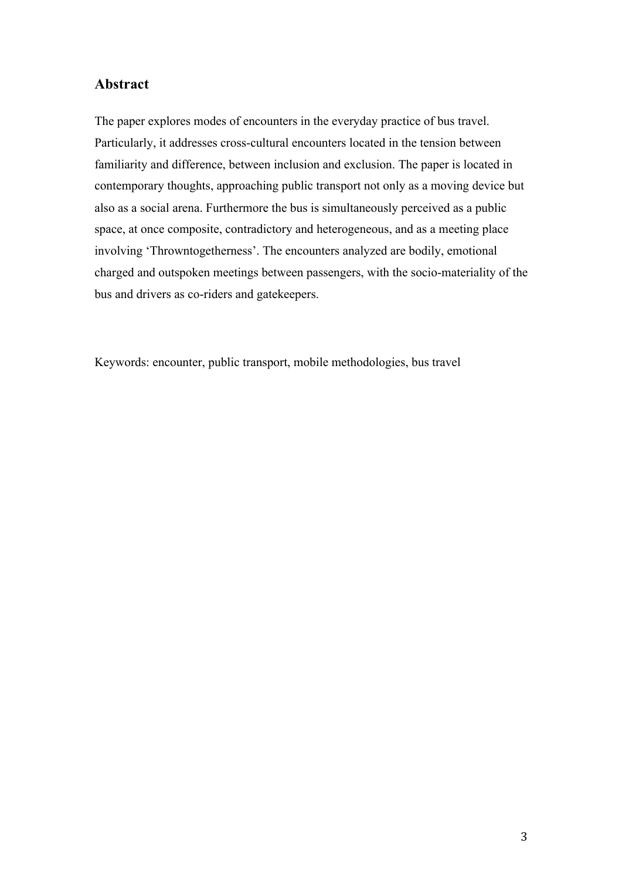## Abstract

The paper explores modes of encounters in the everyday practice of bus travel. Particularly, it addresses cross-cultural encounters located in the tension between familiarity and difference, between inclusion and exclusion. The paper is located in contemporary thoughts, approaching public transport not only as a moving device but also as a social arena. Furthermore the bus is simultaneously perceived as a public space, at once composite, contradictory and heterogeneous, and as a meeting place involving 'Throwntogetherness'. The encounters analyzed are bodily, emotional charged and outspoken meetings between passengers, with the socio-materiality of the bus and drivers as co-riders and gatekeepers.

Keywords: encounter, public transport, mobile methodologies, bus travel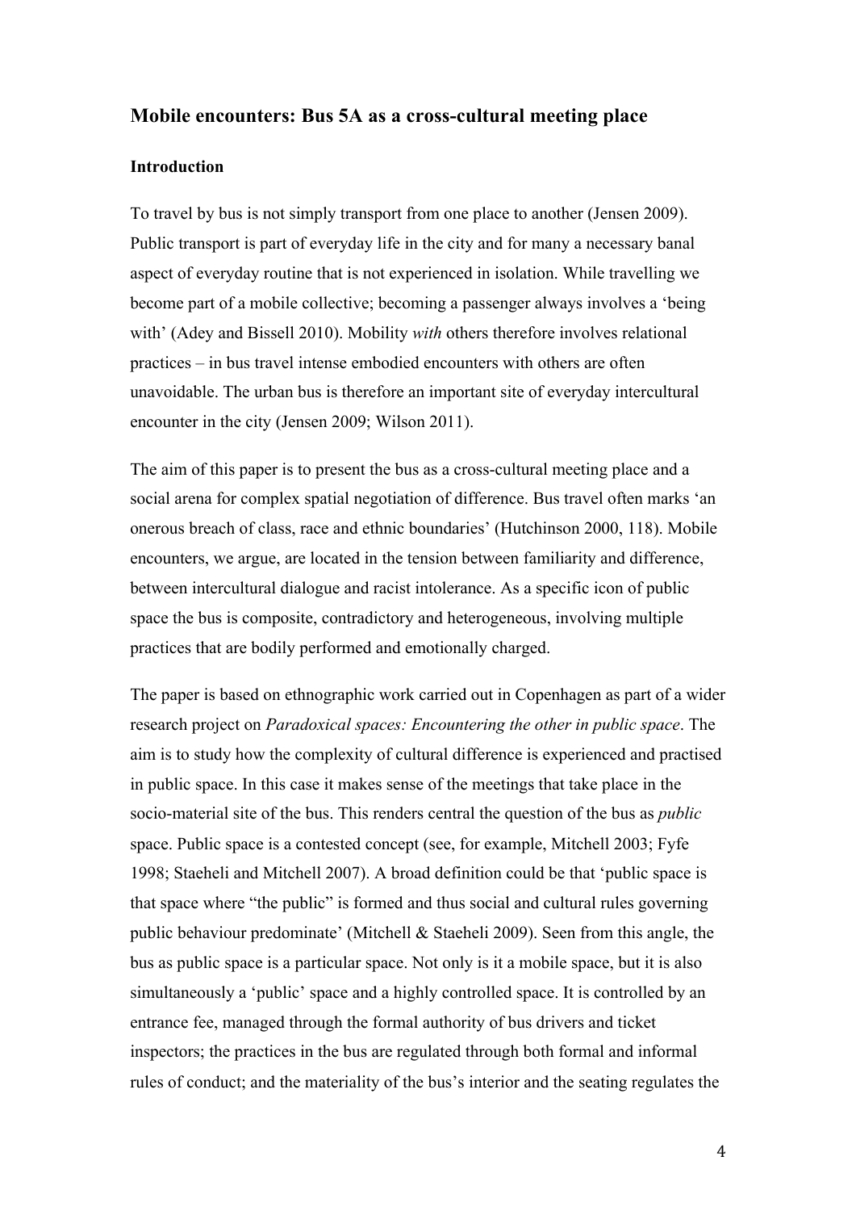## Mobile encounters: Bus 5A as a cross-cultural meeting place

### Introduction

To travel by bus is not simply transport from one place to another (Jensen 2009). Public transport is part of everyday life in the city and for many a necessary banal aspect of everyday routine that is not experienced in isolation. While travelling we become part of a mobile collective; becoming a passenger always involves a 'being with' (Adey and Bissell 2010). Mobility *with* others therefore involves relational practices – in bus travel intense embodied encounters with others are often unavoidable. The urban bus is therefore an important site of everyday intercultural encounter in the city (Jensen 2009; Wilson 2011).

The aim of this paper is to present the bus as a cross-cultural meeting place and a social arena for complex spatial negotiation of difference. Bus travel often marks 'an onerous breach of class, race and ethnic boundaries' (Hutchinson 2000, 118). Mobile encounters, we argue, are located in the tension between familiarity and difference, between intercultural dialogue and racist intolerance. As a specific icon of public space the bus is composite, contradictory and heterogeneous, involving multiple practices that are bodily performed and emotionally charged.

The paper is based on ethnographic work carried out in Copenhagen as part of a wider research project on *Paradoxical spaces: Encountering the other in public space*. The aim is to study how the complexity of cultural difference is experienced and practised in public space. In this case it makes sense of the meetings that take place in the socio-material site of the bus. This renders central the question of the bus as *public* space. Public space is a contested concept (see, for example, Mitchell 2003; Fyfe 1998; Staeheli and Mitchell 2007). A broad definition could be that 'public space is that space where "the public" is formed and thus social and cultural rules governing public behaviour predominate' (Mitchell & Staeheli 2009). Seen from this angle, the bus as public space is a particular space. Not only is it a mobile space, but it is also simultaneously a 'public' space and a highly controlled space. It is controlled by an entrance fee, managed through the formal authority of bus drivers and ticket inspectors; the practices in the bus are regulated through both formal and informal rules of conduct; and the materiality of the bus's interior and the seating regulates the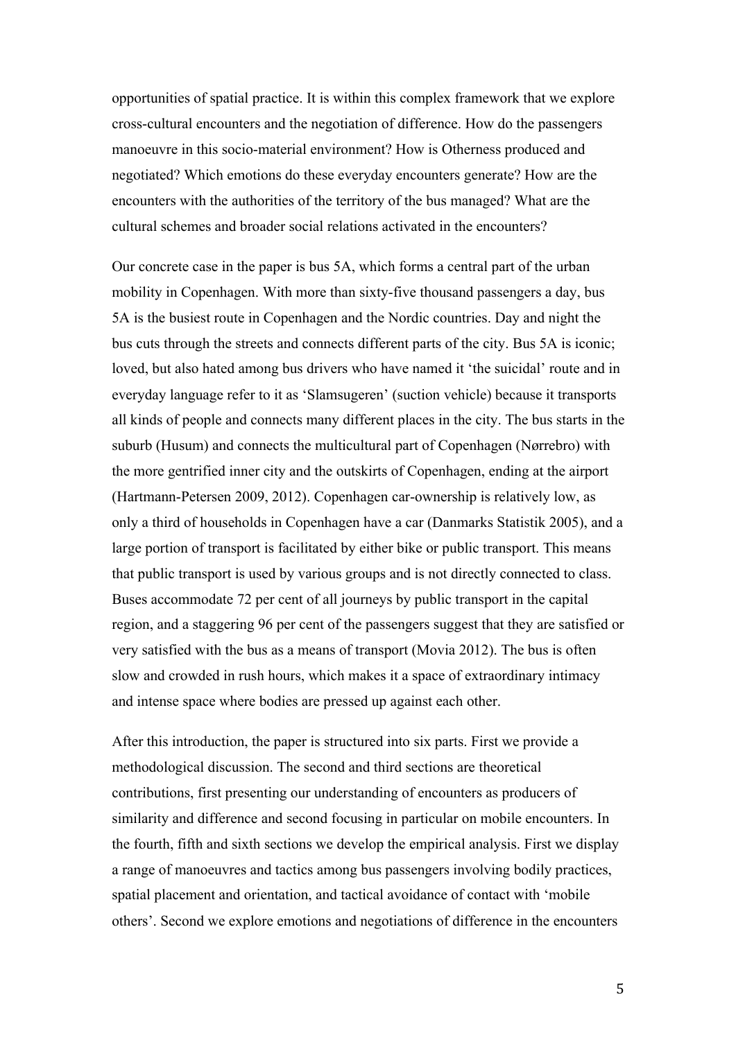opportunities of spatial practice. It is within this complex framework that we explore cross-cultural encounters and the negotiation of difference. How do the passengers manoeuvre in this socio-material environment? How is Otherness produced and negotiated? Which emotions do these everyday encounters generate? How are the encounters with the authorities of the territory of the bus managed? What are the cultural schemes and broader social relations activated in the encounters?

Our concrete case in the paper is bus 5A, which forms a central part of the urban mobility in Copenhagen. With more than sixty-five thousand passengers a day, bus 5A is the busiest route in Copenhagen and the Nordic countries. Day and night the bus cuts through the streets and connects different parts of the city. Bus 5A is iconic; loved, but also hated among bus drivers who have named it 'the suicidal' route and in everyday language refer to it as 'Slamsugeren' (suction vehicle) because it transports all kinds of people and connects many different places in the city. The bus starts in the suburb (Husum) and connects the multicultural part of Copenhagen (Nørrebro) with the more gentrified inner city and the outskirts of Copenhagen, ending at the airport (Hartmann-Petersen 2009, 2012). Copenhagen car-ownership is relatively low, as only a third of households in Copenhagen have a car (Danmarks Statistik 2005), and a large portion of transport is facilitated by either bike or public transport. This means that public transport is used by various groups and is not directly connected to class. Buses accommodate 72 per cent of all journeys by public transport in the capital region, and a staggering 96 per cent of the passengers suggest that they are satisfied or very satisfied with the bus as a means of transport (Movia 2012). The bus is often slow and crowded in rush hours, which makes it a space of extraordinary intimacy and intense space where bodies are pressed up against each other.

After this introduction, the paper is structured into six parts. First we provide a methodological discussion. The second and third sections are theoretical contributions, first presenting our understanding of encounters as producers of similarity and difference and second focusing in particular on mobile encounters. In the fourth, fifth and sixth sections we develop the empirical analysis. First we display a range of manoeuvres and tactics among bus passengers involving bodily practices, spatial placement and orientation, and tactical avoidance of contact with 'mobile others'. Second we explore emotions and negotiations of difference in the encounters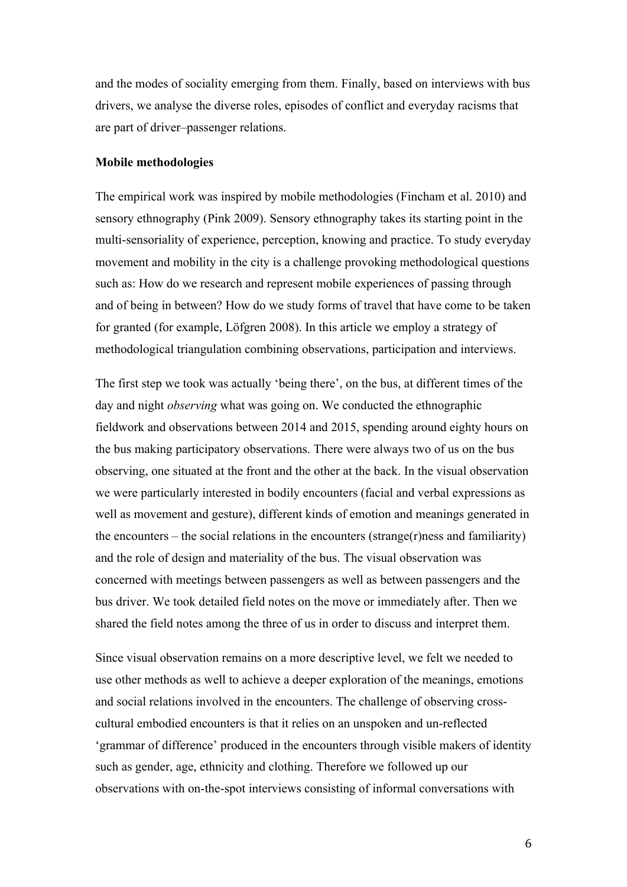and the modes of sociality emerging from them. Finally, based on interviews with bus drivers, we analyse the diverse roles, episodes of conflict and everyday racisms that are part of driver–passenger relations.

**Mobile methodologies**

The empirical work was inspired by mobile methodologies (Fincham et al. 2010) and sensory ethnography (Pink 2009). Sensory ethnography takes its starting point in the multi-sensoriality of experience, perception, knowing and practice. To study everyday movement and mobility in the city is a challenge provoking methodological questions such as: How do we research and represent mobile experiences of passing through and of being in between? How do we study forms of travel that have come to be taken for granted (for example, Löfgren 2008). In this article we employ a strategy of methodological triangulation combining observations, participation and interviews.

The first step we took was actually 'being there', on the bus, at different times of the day and night *observing* what was going on. We conducted the ethnographic fieldwork and observations between 2014 and 2015, spending around eighty hours on the bus making participatory observations. There were always two of us on the bus observing, one situated at the front and the other at the back. In the visual observation we were particularly interested in bodily encounters (facial and verbal expressions as well as movement and gesture), different kinds of emotion and meanings generated in the encounters – the social relations in the encounters (strange(r)ness and familiarity) and the role of design and materiality of the bus. The visual observation was concerned with meetings between passengers as well as between passengers and the bus driver. We took detailed field notes on the move or immediately after. Then we shared the field notes among the three of us in order to discuss and interpret them.

Since visual observation remains on a more descriptive level, we felt we needed to use other methods as well to achieve a deeper exploration of the meanings, emotions and social relations involved in the encounters. The challenge of observing cross-cultural embodied encounters is that it relies on an unspoken and un-reflected 'grammar of difference' produced in the encounters through visible makers of identity such as gender, age, ethnicity and clothing. Therefore we followed up our observations with on-the-spot interviews consisting of informal conversations with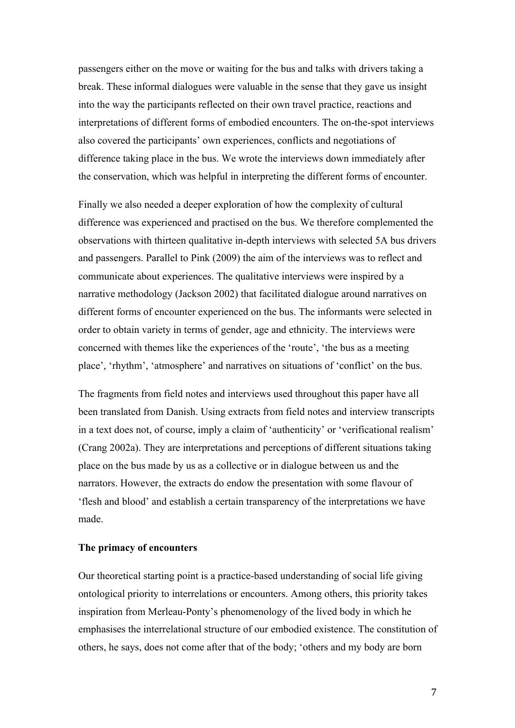passengers either on the move or waiting for the bus and talks with drivers taking a break. These informal dialogues were valuable in the sense that they gave us insight into the way the participants reflected on their own travel practice, reactions and interpretations of different forms of embodied encounters. The on-the-spot interviews also covered the participants' own experiences, conflicts and negotiations of difference taking place in the bus. We wrote the interviews down immediately after the conservation, which was helpful in interpreting the different forms of encounter.

Finally we also needed a deeper exploration of how the complexity of cultural difference was experienced and practised on the bus. We therefore complemented the observations with thirteen qualitative in-depth interviews with selected 5A bus drivers and passengers. Parallel to Pink (2009) the aim of the interviews was to reflect and communicate about experiences. The qualitative interviews were inspired by a narrative methodology (Jackson 2002) that facilitated dialogue around narratives on different forms of encounter experienced on the bus. The informants were selected in order to obtain variety in terms of gender, age and ethnicity. The interviews were concerned with themes like the experiences of the 'route', 'the bus as a meeting place', 'rhythm', 'atmosphere' and narratives on situations of 'conflict' on the bus.

The fragments from field notes and interviews used throughout this paper have all been translated from Danish. Using extracts from field notes and interview transcripts in a text does not, of course, imply a claim of 'authenticity' or 'verificational realism' (Crang 2002a). They are interpretations and perceptions of different situations taking place on the bus made by us as a collective or in dialogue between us and the narrators. However, the extracts do endow the presentation with some flavour of 'flesh and blood' and establish a certain transparency of the interpretations we have made.

**The primacy of encounters**

Our theoretical starting point is a practice-based understanding of social life giving ontological priority to interrelations or encounters. Among others, this priority takes inspiration from Merleau-Ponty's phenomenology of the lived body in which he emphasises the interrelational structure of our embodied existence. The constitution of others, he says, does not come after that of the body; 'others and my body are born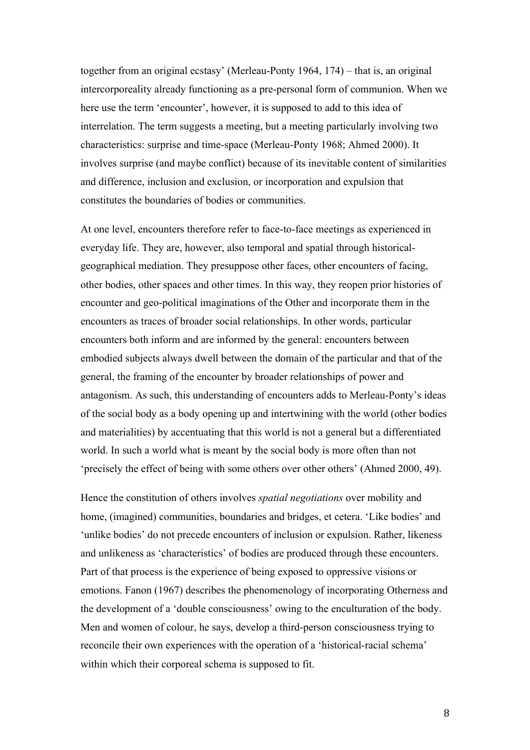together from an original ecstasy' (Merleau-Ponty 1964, 174) – that is, an original intercorporeality already functioning as a pre-personal form of communion. When we here use the term 'encounter', however, it is supposed to add to this idea of interrelation. The term suggests a meeting, but a meeting particularly involving two characteristics: surprise and time-space (Merleau-Ponty 1968; Ahmed 2000). It involves surprise (and maybe conflict) because of its inevitable content of similarities and difference, inclusion and exclusion, or incorporation and expulsion that constitutes the boundaries of bodies or communities.

At one level, encounters therefore refer to face-to-face meetings as experienced in everyday life. They are, however, also temporal and spatial through historical-geographical mediation. They presuppose other faces, other encounters of facing, other bodies, other spaces and other times. In this way, they reopen prior histories of encounter and geo-political imaginations of the Other and incorporate them in the encounters as traces of broader social relationships. In other words, particular encounters both inform and are informed by the general: encounters between embodied subjects always dwell between the domain of the particular and that of the general, the framing of the encounter by broader relationships of power and antagonism. As such, this understanding of encounters adds to Merleau-Ponty's ideas of the social body as a body opening up and intertwining with the world (other bodies and materialities) by accentuating that this world is not a general but a differentiated world. In such a world what is meant by the social body is more often than not 'precisely the effect of being with some others over other others' (Ahmed 2000, 49).

Hence the constitution of others involves *spatial negotiations* over mobility and home, (imagined) communities, boundaries and bridges, et cetera. 'Like bodies' and 'unlike bodies' do not precede encounters of inclusion or expulsion. Rather, likeness and unlikeness as 'characteristics' of bodies are produced through these encounters. Part of that process is the experience of being exposed to oppressive visions or emotions. Fanon (1967) describes the phenomenology of incorporating Otherness and the development of a 'double consciousness' owing to the enculturation of the body. Men and women of colour, he says, develop a third-person consciousness trying to reconcile their own experiences with the operation of a 'historical-racial schema' within which their corporeal schema is supposed to fit.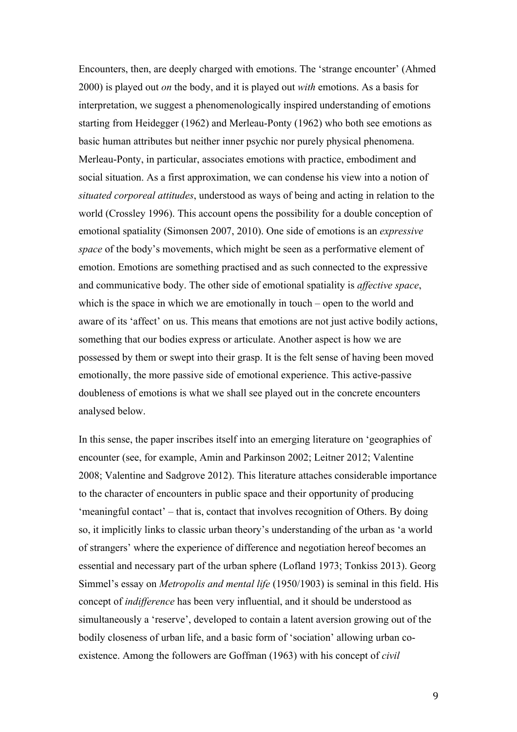Encounters, then, are deeply charged with emotions. The 'strange encounter' (Ahmed 2000) is played out *on* the body, and it is played out *with* emotions. As a basis for interpretation, we suggest a phenomenologically inspired understanding of emotions starting from Heidegger (1962) and Merleau-Ponty (1962) who both see emotions as basic human attributes but neither inner psychic nor purely physical phenomena. Merleau-Ponty, in particular, associates emotions with practice, embodiment and social situation. As a first approximation, we can condense his view into a notion of *situated corporeal attitudes*, understood as ways of being and acting in relation to the world (Crossley 1996). This account opens the possibility for a double conception of emotional spatiality (Simonsen 2007, 2010). One side of emotions is an *expressive space* of the body's movements, which might be seen as a performative element of emotion. Emotions are something practised and as such connected to the expressive and communicative body. The other side of emotional spatiality is *affective space*, which is the space in which we are emotionally in touch – open to the world and aware of its 'affect' on us. This means that emotions are not just active bodily actions, something that our bodies express or articulate. Another aspect is how we are possessed by them or swept into their grasp. It is the felt sense of having been moved emotionally, the more passive side of emotional experience. This active-passive doubleness of emotions is what we shall see played out in the concrete encounters analysed below.

In this sense, the paper inscribes itself into an emerging literature on 'geographies of encounter (see, for example, Amin and Parkinson 2002; Leitner 2012; Valentine 2008; Valentine and Sadgrove 2012). This literature attaches considerable importance to the character of encounters in public space and their opportunity of producing 'meaningful contact' – that is, contact that involves recognition of Others. By doing so, it implicitly links to classic urban theory's understanding of the urban as 'a world of strangers' where the experience of difference and negotiation hereof becomes an essential and necessary part of the urban sphere (Lofland 1973; Tonkiss 2013). Georg Simmel's essay on *Metropolis and mental life* (1950/1903) is seminal in this field. His concept of *indifference* has been very influential, and it should be understood as simultaneously a 'reserve', developed to contain a latent aversion growing out of the bodily closeness of urban life, and a basic form of 'sociation' allowing urban co-existence. Among the followers are Goffman (1963) with his concept of *civil*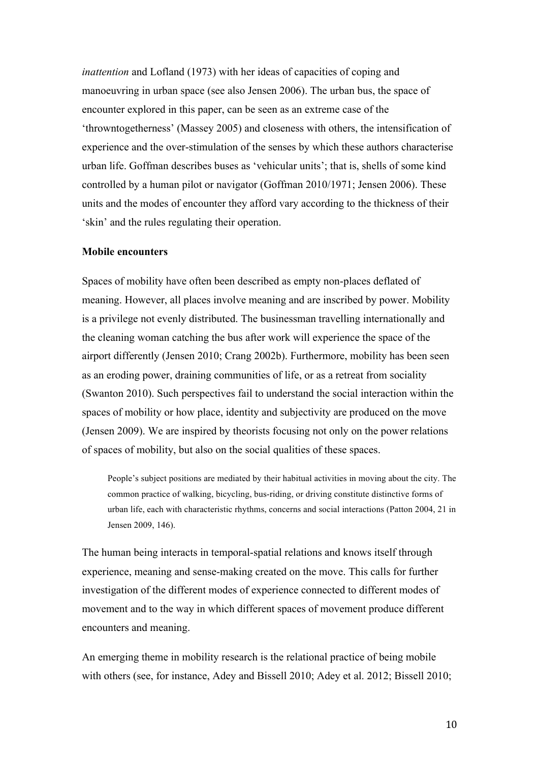*inattention* and Lofland (1973) with her ideas of capacities of coping and manoeuvring in urban space (see also Jensen 2006). The urban bus, the space of encounter explored in this paper, can be seen as an extreme case of the 'throwntogetherness' (Massey 2005) and closeness with others, the intensification of experience and the over-stimulation of the senses by which these authors characterise urban life. Goffman describes buses as 'vehicular units'; that is, shells of some kind controlled by a human pilot or navigator (Goffman 2010/1971; Jensen 2006). These units and the modes of encounter they afford vary according to the thickness of their 'skin' and the rules regulating their operation.

**Mobile encounters**

Spaces of mobility have often been described as empty non-places deflated of meaning. However, all places involve meaning and are inscribed by power. Mobility is a privilege not evenly distributed. The businessman travelling internationally and the cleaning woman catching the bus after work will experience the space of the airport differently (Jensen 2010; Crang 2002b). Furthermore, mobility has been seen as an eroding power, draining communities of life, or as a retreat from sociality (Swanton 2010). Such perspectives fail to understand the social interaction within the spaces of mobility or how place, identity and subjectivity are produced on the move (Jensen 2009). We are inspired by theorists focusing not only on the power relations of spaces of mobility, but also on the social qualities of these spaces.

> People's subject positions are mediated by their habitual activities in moving about the city. The common practice of walking, bicycling, bus-riding, or driving constitute distinctive forms of urban life, each with characteristic rhythms, concerns and social interactions (Patton 2004, 21 in Jensen 2009, 146).

The human being interacts in temporal-spatial relations and knows itself through experience, meaning and sense-making created on the move. This calls for further investigation of the different modes of experience connected to different modes of movement and to the way in which different spaces of movement produce different encounters and meaning.

An emerging theme in mobility research is the relational practice of being mobile with others (see, for instance, Adey and Bissell 2010; Adey et al. 2012; Bissell 2010;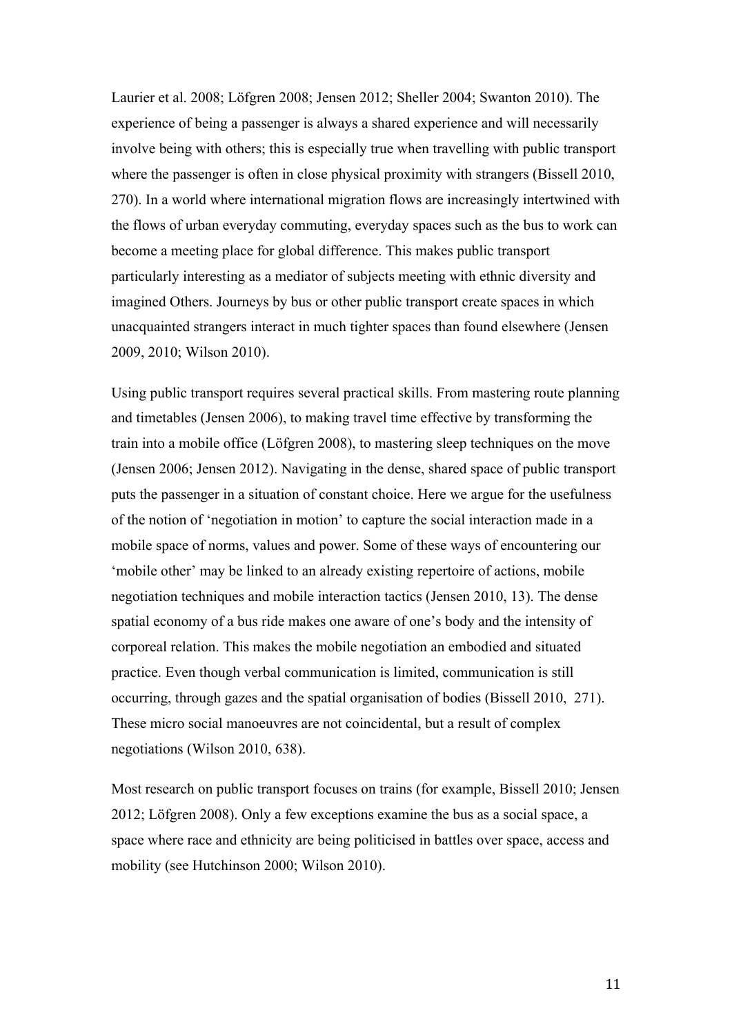Laurier et al. 2008; Löfgren 2008; Jensen 2012; Sheller 2004; Swanton 2010). The experience of being a passenger is always a shared experience and will necessarily involve being with others; this is especially true when travelling with public transport where the passenger is often in close physical proximity with strangers (Bissell 2010, 270). In a world where international migration flows are increasingly intertwined with the flows of urban everyday commuting, everyday spaces such as the bus to work can become a meeting place for global difference. This makes public transport particularly interesting as a mediator of subjects meeting with ethnic diversity and imagined Others. Journeys by bus or other public transport create spaces in which unacquainted strangers interact in much tighter spaces than found elsewhere (Jensen 2009, 2010; Wilson 2010).

Using public transport requires several practical skills. From mastering route planning and timetables (Jensen 2006), to making travel time effective by transforming the train into a mobile office (Löfgren 2008), to mastering sleep techniques on the move (Jensen 2006; Jensen 2012). Navigating in the dense, shared space of public transport puts the passenger in a situation of constant choice. Here we argue for the usefulness of the notion of 'negotiation in motion' to capture the social interaction made in a mobile space of norms, values and power. Some of these ways of encountering our 'mobile other' may be linked to an already existing repertoire of actions, mobile negotiation techniques and mobile interaction tactics (Jensen 2010, 13). The dense spatial economy of a bus ride makes one aware of one's body and the intensity of corporeal relation. This makes the mobile negotiation an embodied and situated practice. Even though verbal communication is limited, communication is still occurring, through gazes and the spatial organisation of bodies (Bissell 2010, 271). These micro social manoeuvres are not coincidental, but a result of complex negotiations (Wilson 2010, 638).

Most research on public transport focuses on trains (for example, Bissell 2010; Jensen 2012; Löfgren 2008). Only a few exceptions examine the bus as a social space, a space where race and ethnicity are being politicised in battles over space, access and mobility (see Hutchinson 2000; Wilson 2010).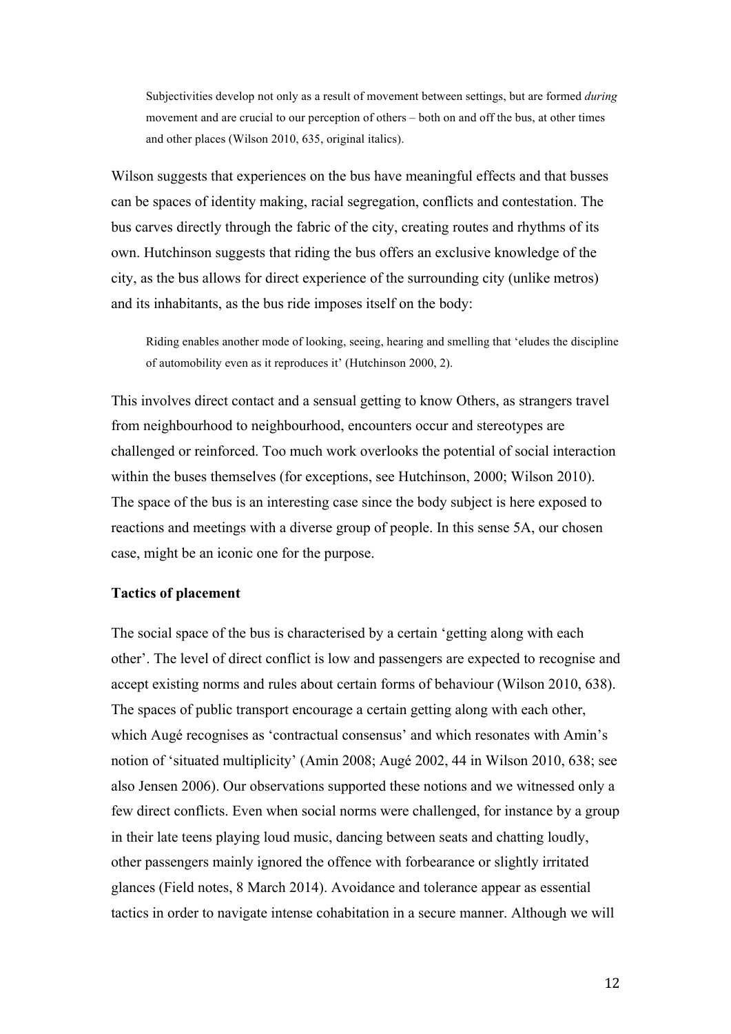> Subjectivities develop not only as a result of movement between settings, but are formed *during* movement and are crucial to our perception of others – both on and off the bus, at other times and other places (Wilson 2010, 635, original italics).

Wilson suggests that experiences on the bus have meaningful effects and that busses can be spaces of identity making, racial segregation, conflicts and contestation. The bus carves directly through the fabric of the city, creating routes and rhythms of its own. Hutchinson suggests that riding the bus offers an exclusive knowledge of the city, as the bus allows for direct experience of the surrounding city (unlike metros) and its inhabitants, as the bus ride imposes itself on the body:

> Riding enables another mode of looking, seeing, hearing and smelling that 'eludes the discipline of automobility even as it reproduces it' (Hutchinson 2000, 2).

This involves direct contact and a sensual getting to know Others, as strangers travel from neighbourhood to neighbourhood, encounters occur and stereotypes are challenged or reinforced. Too much work overlooks the potential of social interaction within the buses themselves (for exceptions, see Hutchinson, 2000; Wilson 2010). The space of the bus is an interesting case since the body subject is here exposed to reactions and meetings with a diverse group of people. In this sense 5A, our chosen case, might be an iconic one for the purpose.

**Tactics of placement**

The social space of the bus is characterised by a certain 'getting along with each other'. The level of direct conflict is low and passengers are expected to recognise and accept existing norms and rules about certain forms of behaviour (Wilson 2010, 638). The spaces of public transport encourage a certain getting along with each other, which Augé recognises as 'contractual consensus' and which resonates with Amin's notion of 'situated multiplicity' (Amin 2008; Augé 2002, 44 in Wilson 2010, 638; see also Jensen 2006). Our observations supported these notions and we witnessed only a few direct conflicts. Even when social norms were challenged, for instance by a group in their late teens playing loud music, dancing between seats and chatting loudly, other passengers mainly ignored the offence with forbearance or slightly irritated glances (Field notes, 8 March 2014). Avoidance and tolerance appear as essential tactics in order to navigate intense cohabitation in a secure manner. Although we will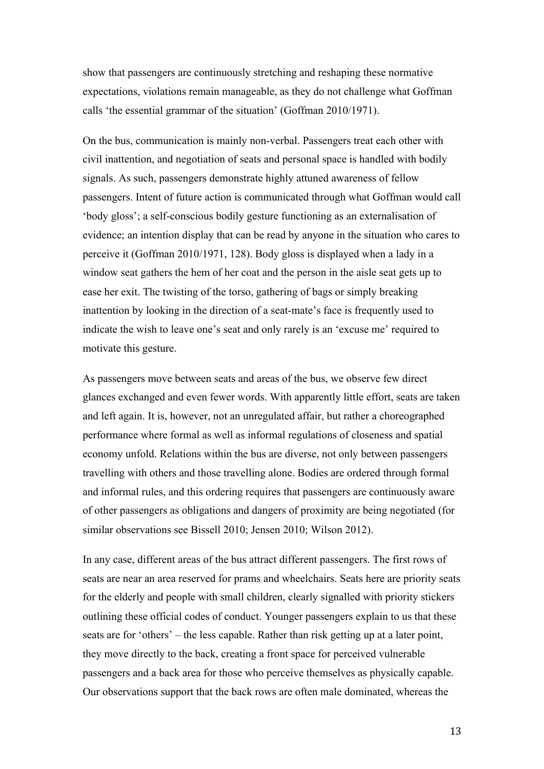show that passengers are continuously stretching and reshaping these normative expectations, violations remain manageable, as they do not challenge what Goffman calls 'the essential grammar of the situation' (Goffman 2010/1971).

On the bus, communication is mainly non-verbal. Passengers treat each other with civil inattention, and negotiation of seats and personal space is handled with bodily signals. As such, passengers demonstrate highly attuned awareness of fellow passengers. Intent of future action is communicated through what Goffman would call 'body gloss'; a self-conscious bodily gesture functioning as an externalisation of evidence; an intention display that can be read by anyone in the situation who cares to perceive it (Goffman 2010/1971, 128). Body gloss is displayed when a lady in a window seat gathers the hem of her coat and the person in the aisle seat gets up to ease her exit. The twisting of the torso, gathering of bags or simply breaking inattention by looking in the direction of a seat-mate's face is frequently used to indicate the wish to leave one's seat and only rarely is an 'excuse me' required to motivate this gesture.

As passengers move between seats and areas of the bus, we observe few direct glances exchanged and even fewer words. With apparently little effort, seats are taken and left again. It is, however, not an unregulated affair, but rather a choreographed performance where formal as well as informal regulations of closeness and spatial economy unfold. Relations within the bus are diverse, not only between passengers travelling with others and those travelling alone. Bodies are ordered through formal and informal rules, and this ordering requires that passengers are continuously aware of other passengers as obligations and dangers of proximity are being negotiated (for similar observations see Bissell 2010; Jensen 2010; Wilson 2012).

In any case, different areas of the bus attract different passengers. The first rows of seats are near an area reserved for prams and wheelchairs. Seats here are priority seats for the elderly and people with small children, clearly signalled with priority stickers outlining these official codes of conduct. Younger passengers explain to us that these seats are for 'others' – the less capable. Rather than risk getting up at a later point, they move directly to the back, creating a front space for perceived vulnerable passengers and a back area for those who perceive themselves as physically capable. Our observations support that the back rows are often male dominated, whereas the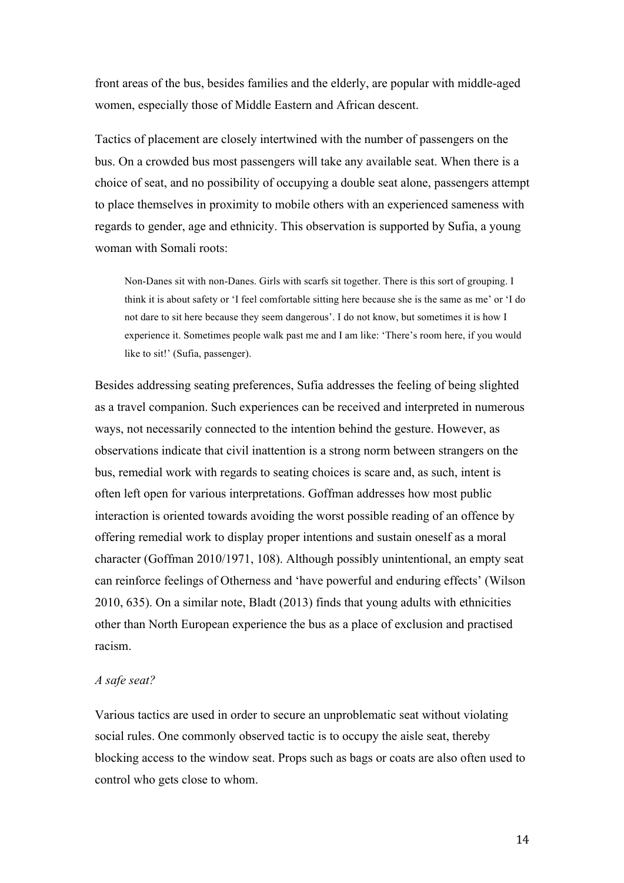front areas of the bus, besides families and the elderly, are popular with middle-aged women, especially those of Middle Eastern and African descent.

Tactics of placement are closely intertwined with the number of passengers on the bus. On a crowded bus most passengers will take any available seat. When there is a choice of seat, and no possibility of occupying a double seat alone, passengers attempt to place themselves in proximity to mobile others with an experienced sameness with regards to gender, age and ethnicity. This observation is supported by Sufia, a young woman with Somali roots:

> Non-Danes sit with non-Danes. Girls with scarfs sit together. There is this sort of grouping. I think it is about safety or 'I feel comfortable sitting here because she is the same as me' or 'I do not dare to sit here because they seem dangerous'. I do not know, but sometimes it is how I experience it. Sometimes people walk past me and I am like: 'There's room here, if you would like to sit!' (Sufia, passenger).

Besides addressing seating preferences, Sufia addresses the feeling of being slighted as a travel companion. Such experiences can be received and interpreted in numerous ways, not necessarily connected to the intention behind the gesture. However, as observations indicate that civil inattention is a strong norm between strangers on the bus, remedial work with regards to seating choices is scare and, as such, intent is often left open for various interpretations. Goffman addresses how most public interaction is oriented towards avoiding the worst possible reading of an offence by offering remedial work to display proper intentions and sustain oneself as a moral character (Goffman 2010/1971, 108). Although possibly unintentional, an empty seat can reinforce feelings of Otherness and 'have powerful and enduring effects' (Wilson 2010, 635). On a similar note, Bladt (2013) finds that young adults with ethnicities other than North European experience the bus as a place of exclusion and practised racism.

*A safe seat?*

Various tactics are used in order to secure an unproblematic seat without violating social rules. One commonly observed tactic is to occupy the aisle seat, thereby blocking access to the window seat. Props such as bags or coats are also often used to control who gets close to whom.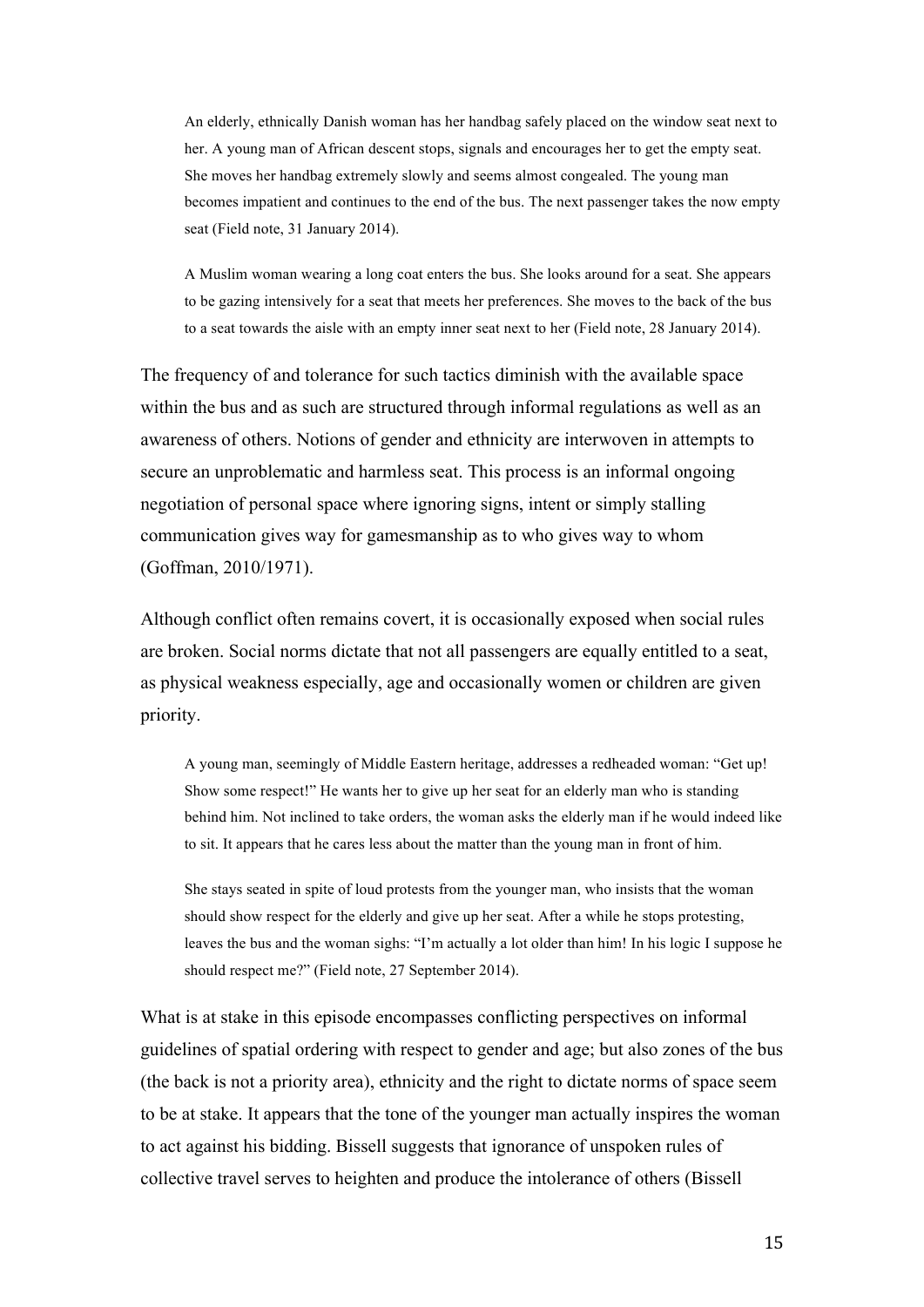> An elderly, ethnically Danish woman has her handbag safely placed on the window seat next to her. A young man of African descent stops, signals and encourages her to get the empty seat. She moves her handbag extremely slowly and seems almost congealed. The young man becomes impatient and continues to the end of the bus. The next passenger takes the now empty seat (Field note, 31 January 2014).

> A Muslim woman wearing a long coat enters the bus. She looks around for a seat. She appears to be gazing intensively for a seat that meets her preferences. She moves to the back of the bus to a seat towards the aisle with an empty inner seat next to her (Field note, 28 January 2014).

The frequency of and tolerance for such tactics diminish with the available space within the bus and as such are structured through informal regulations as well as an awareness of others. Notions of gender and ethnicity are interwoven in attempts to secure an unproblematic and harmless seat. This process is an informal ongoing negotiation of personal space where ignoring signs, intent or simply stalling communication gives way for gamesmanship as to who gives way to whom (Goffman, 2010/1971).

Although conflict often remains covert, it is occasionally exposed when social rules are broken. Social norms dictate that not all passengers are equally entitled to a seat, as physical weakness especially, age and occasionally women or children are given priority.

> A young man, seemingly of Middle Eastern heritage, addresses a redheaded woman: "Get up! Show some respect!" He wants her to give up her seat for an elderly man who is standing behind him. Not inclined to take orders, the woman asks the elderly man if he would indeed like to sit. It appears that he cares less about the matter than the young man in front of him.
>
> She stays seated in spite of loud protests from the younger man, who insists that the woman should show respect for the elderly and give up her seat. After a while he stops protesting, leaves the bus and the woman sighs: "I'm actually a lot older than him! In his logic I suppose he should respect me?" (Field note, 27 September 2014).

What is at stake in this episode encompasses conflicting perspectives on informal guidelines of spatial ordering with respect to gender and age; but also zones of the bus (the back is not a priority area), ethnicity and the right to dictate norms of space seem to be at stake. It appears that the tone of the younger man actually inspires the woman to act against his bidding. Bissell suggests that ignorance of unspoken rules of collective travel serves to heighten and produce the intolerance of others (Bissell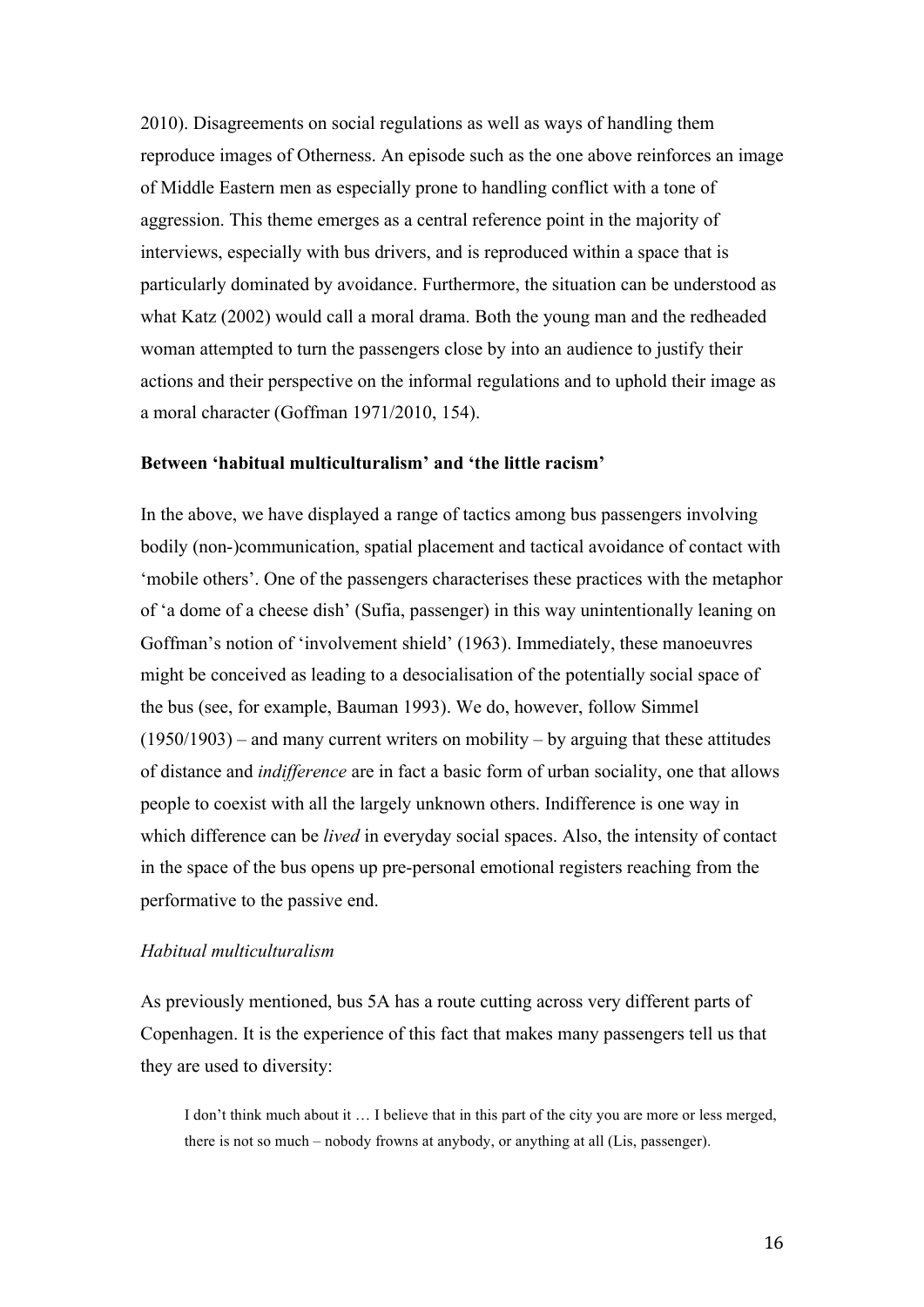2010). Disagreements on social regulations as well as ways of handling them reproduce images of Otherness. An episode such as the one above reinforces an image of Middle Eastern men as especially prone to handling conflict with a tone of aggression. This theme emerges as a central reference point in the majority of interviews, especially with bus drivers, and is reproduced within a space that is particularly dominated by avoidance. Furthermore, the situation can be understood as what Katz (2002) would call a moral drama. Both the young man and the redheaded woman attempted to turn the passengers close by into an audience to justify their actions and their perspective on the informal regulations and to uphold their image as a moral character (Goffman 1971/2010, 154).

**Between 'habitual multiculturalism' and 'the little racism'**

In the above, we have displayed a range of tactics among bus passengers involving bodily (non-)communication, spatial placement and tactical avoidance of contact with 'mobile others'. One of the passengers characterises these practices with the metaphor of 'a dome of a cheese dish' (Sufia, passenger) in this way unintentionally leaning on Goffman's notion of 'involvement shield' (1963). Immediately, these manoeuvres might be conceived as leading to a desocialisation of the potentially social space of the bus (see, for example, Bauman 1993). We do, however, follow Simmel (1950/1903) – and many current writers on mobility – by arguing that these attitudes of distance and *indifference* are in fact a basic form of urban sociality, one that allows people to coexist with all the largely unknown others. Indifference is one way in which difference can be *lived* in everyday social spaces. Also, the intensity of contact in the space of the bus opens up pre-personal emotional registers reaching from the performative to the passive end.

*Habitual multiculturalism*

As previously mentioned, bus 5A has a route cutting across very different parts of Copenhagen. It is the experience of this fact that makes many passengers tell us that they are used to diversity:

> I don't think much about it … I believe that in this part of the city you are more or less merged, there is not so much – nobody frowns at anybody, or anything at all (Lis, passenger).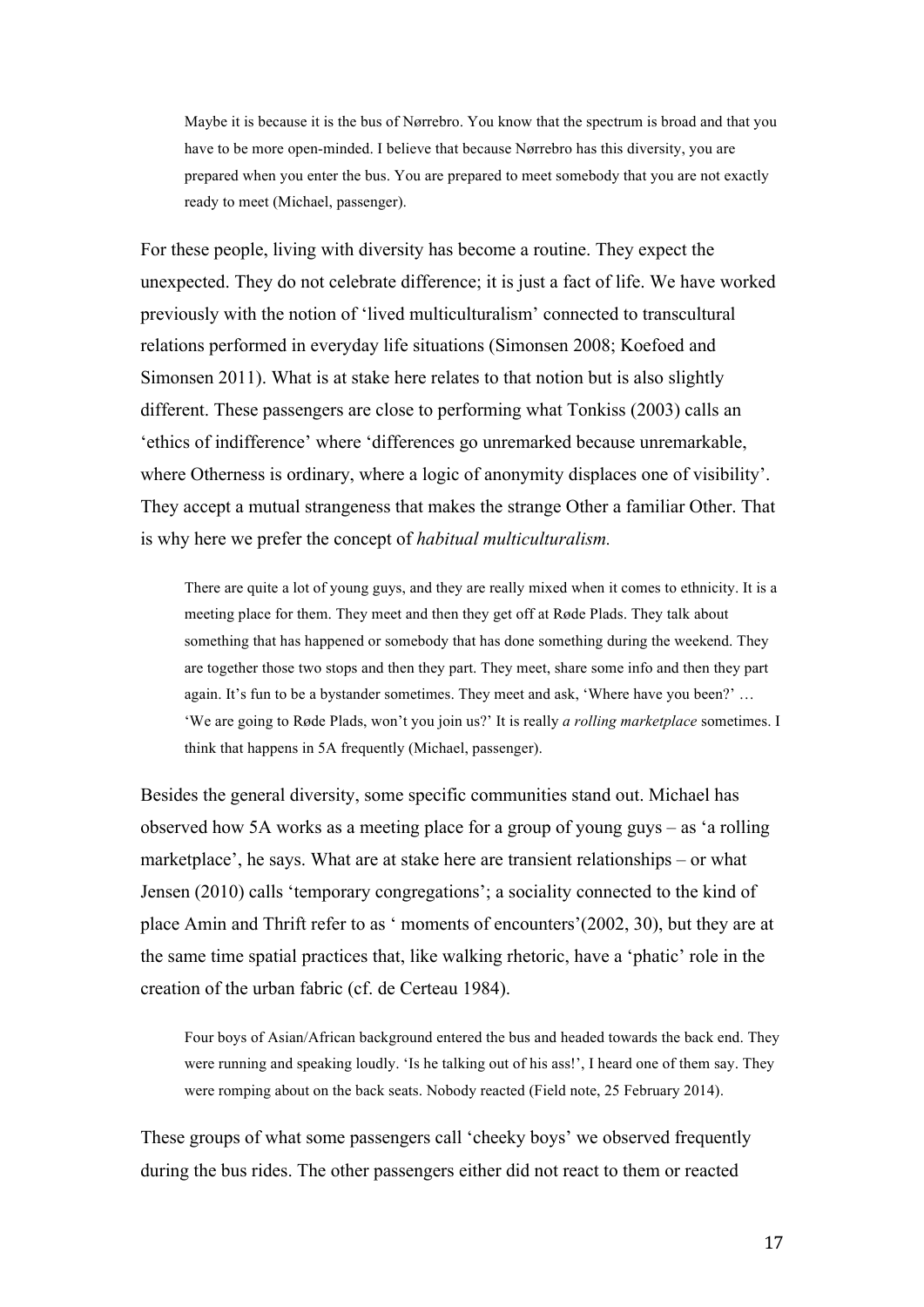> Maybe it is because it is the bus of Nørrebro. You know that the spectrum is broad and that you have to be more open-minded. I believe that because Nørrebro has this diversity, you are prepared when you enter the bus. You are prepared to meet somebody that you are not exactly ready to meet (Michael, passenger).

For these people, living with diversity has become a routine. They expect the unexpected. They do not celebrate difference; it is just a fact of life. We have worked previously with the notion of 'lived multiculturalism' connected to transcultural relations performed in everyday life situations (Simonsen 2008; Koefoed and Simonsen 2011). What is at stake here relates to that notion but is also slightly different. These passengers are close to performing what Tonkiss (2003) calls an 'ethics of indifference' where 'differences go unremarked because unremarkable, where Otherness is ordinary, where a logic of anonymity displaces one of visibility'. They accept a mutual strangeness that makes the strange Other a familiar Other. That is why here we prefer the concept of *habitual multiculturalism.*

> There are quite a lot of young guys, and they are really mixed when it comes to ethnicity. It is a meeting place for them. They meet and then they get off at Røde Plads. They talk about something that has happened or somebody that has done something during the weekend. They are together those two stops and then they part. They meet, share some info and then they part again. It's fun to be a bystander sometimes. They meet and ask, 'Where have you been?' … 'We are going to Røde Plads, won't you join us?' It is really *a rolling marketplace* sometimes. I think that happens in 5A frequently (Michael, passenger).

Besides the general diversity, some specific communities stand out. Michael has observed how 5A works as a meeting place for a group of young guys – as 'a rolling marketplace', he says. What are at stake here are transient relationships – or what Jensen (2010) calls 'temporary congregations'; a sociality connected to the kind of place Amin and Thrift refer to as ' moments of encounters'(2002, 30), but they are at the same time spatial practices that, like walking rhetoric, have a 'phatic' role in the creation of the urban fabric (cf. de Certeau 1984).

> Four boys of Asian/African background entered the bus and headed towards the back end. They were running and speaking loudly. 'Is he talking out of his ass!', I heard one of them say. They were romping about on the back seats. Nobody reacted (Field note, 25 February 2014).

These groups of what some passengers call 'cheeky boys' we observed frequently during the bus rides. The other passengers either did not react to them or reacted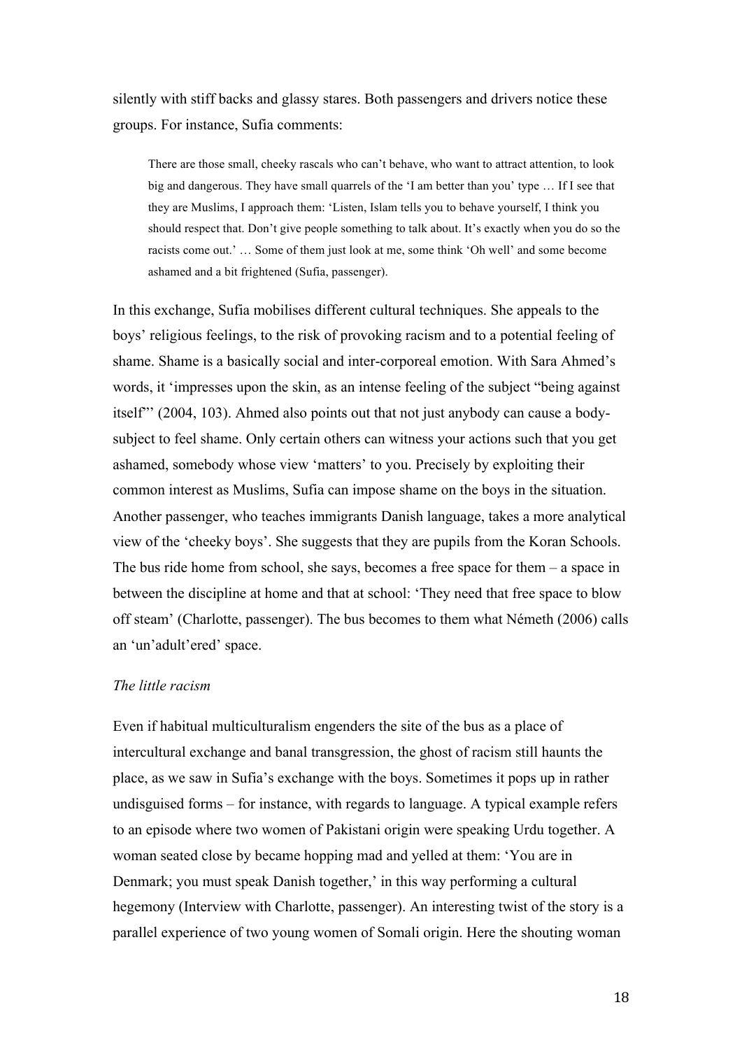silently with stiff backs and glassy stares. Both passengers and drivers notice these groups. For instance, Sufia comments:

> There are those small, cheeky rascals who can't behave, who want to attract attention, to look big and dangerous. They have small quarrels of the 'I am better than you' type … If I see that they are Muslims, I approach them: 'Listen, Islam tells you to behave yourself, I think you should respect that. Don't give people something to talk about. It's exactly when you do so the racists come out.' … Some of them just look at me, some think 'Oh well' and some become ashamed and a bit frightened (Sufia, passenger).

In this exchange, Sufia mobilises different cultural techniques. She appeals to the boys' religious feelings, to the risk of provoking racism and to a potential feeling of shame. Shame is a basically social and inter-corporeal emotion. With Sara Ahmed's words, it 'impresses upon the skin, as an intense feeling of the subject "being against itself"' (2004, 103). Ahmed also points out that not just anybody can cause a body-subject to feel shame. Only certain others can witness your actions such that you get ashamed, somebody whose view 'matters' to you. Precisely by exploiting their common interest as Muslims, Sufia can impose shame on the boys in the situation. Another passenger, who teaches immigrants Danish language, takes a more analytical view of the 'cheeky boys'. She suggests that they are pupils from the Koran Schools. The bus ride home from school, she says, becomes a free space for them – a space in between the discipline at home and that at school: 'They need that free space to blow off steam' (Charlotte, passenger). The bus becomes to them what Németh (2006) calls an 'un'adult'ered' space.

*The little racism*

Even if habitual multiculturalism engenders the site of the bus as a place of intercultural exchange and banal transgression, the ghost of racism still haunts the place, as we saw in Sufia's exchange with the boys. Sometimes it pops up in rather undisguised forms – for instance, with regards to language. A typical example refers to an episode where two women of Pakistani origin were speaking Urdu together. A woman seated close by became hopping mad and yelled at them: 'You are in Denmark; you must speak Danish together,' in this way performing a cultural hegemony (Interview with Charlotte, passenger). An interesting twist of the story is a parallel experience of two young women of Somali origin. Here the shouting woman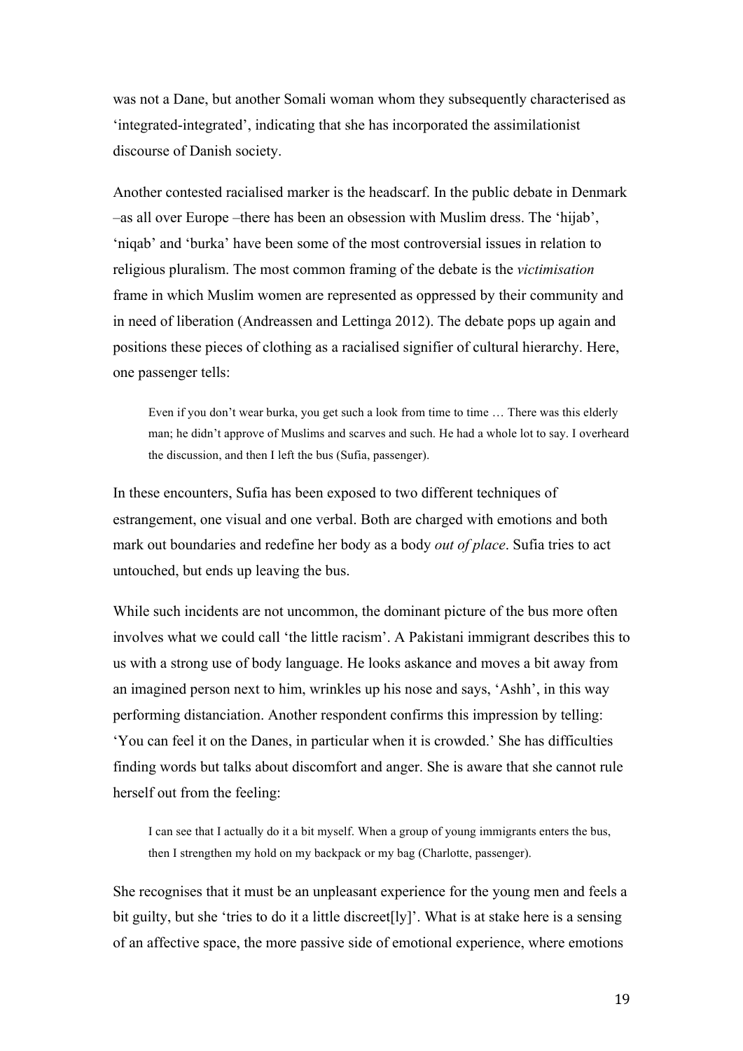was not a Dane, but another Somali woman whom they subsequently characterised as 'integrated-integrated', indicating that she has incorporated the assimilationist discourse of Danish society.

Another contested racialised marker is the headscarf. In the public debate in Denmark –as all over Europe –there has been an obsession with Muslim dress. The 'hijab', 'niqab' and 'burka' have been some of the most controversial issues in relation to religious pluralism. The most common framing of the debate is the *victimisation* frame in which Muslim women are represented as oppressed by their community and in need of liberation (Andreassen and Lettinga 2012). The debate pops up again and positions these pieces of clothing as a racialised signifier of cultural hierarchy. Here, one passenger tells:

> Even if you don't wear burka, you get such a look from time to time … There was this elderly man; he didn't approve of Muslims and scarves and such. He had a whole lot to say. I overheard the discussion, and then I left the bus (Sufia, passenger).

In these encounters, Sufia has been exposed to two different techniques of estrangement, one visual and one verbal. Both are charged with emotions and both mark out boundaries and redefine her body as a body *out of place*. Sufia tries to act untouched, but ends up leaving the bus.

While such incidents are not uncommon, the dominant picture of the bus more often involves what we could call 'the little racism'. A Pakistani immigrant describes this to us with a strong use of body language. He looks askance and moves a bit away from an imagined person next to him, wrinkles up his nose and says, 'Ashh', in this way performing distanciation. Another respondent confirms this impression by telling: 'You can feel it on the Danes, in particular when it is crowded.' She has difficulties finding words but talks about discomfort and anger. She is aware that she cannot rule herself out from the feeling:

> I can see that I actually do it a bit myself. When a group of young immigrants enters the bus, then I strengthen my hold on my backpack or my bag (Charlotte, passenger).

She recognises that it must be an unpleasant experience for the young men and feels a bit guilty, but she 'tries to do it a little discreet[ly]'. What is at stake here is a sensing of an affective space, the more passive side of emotional experience, where emotions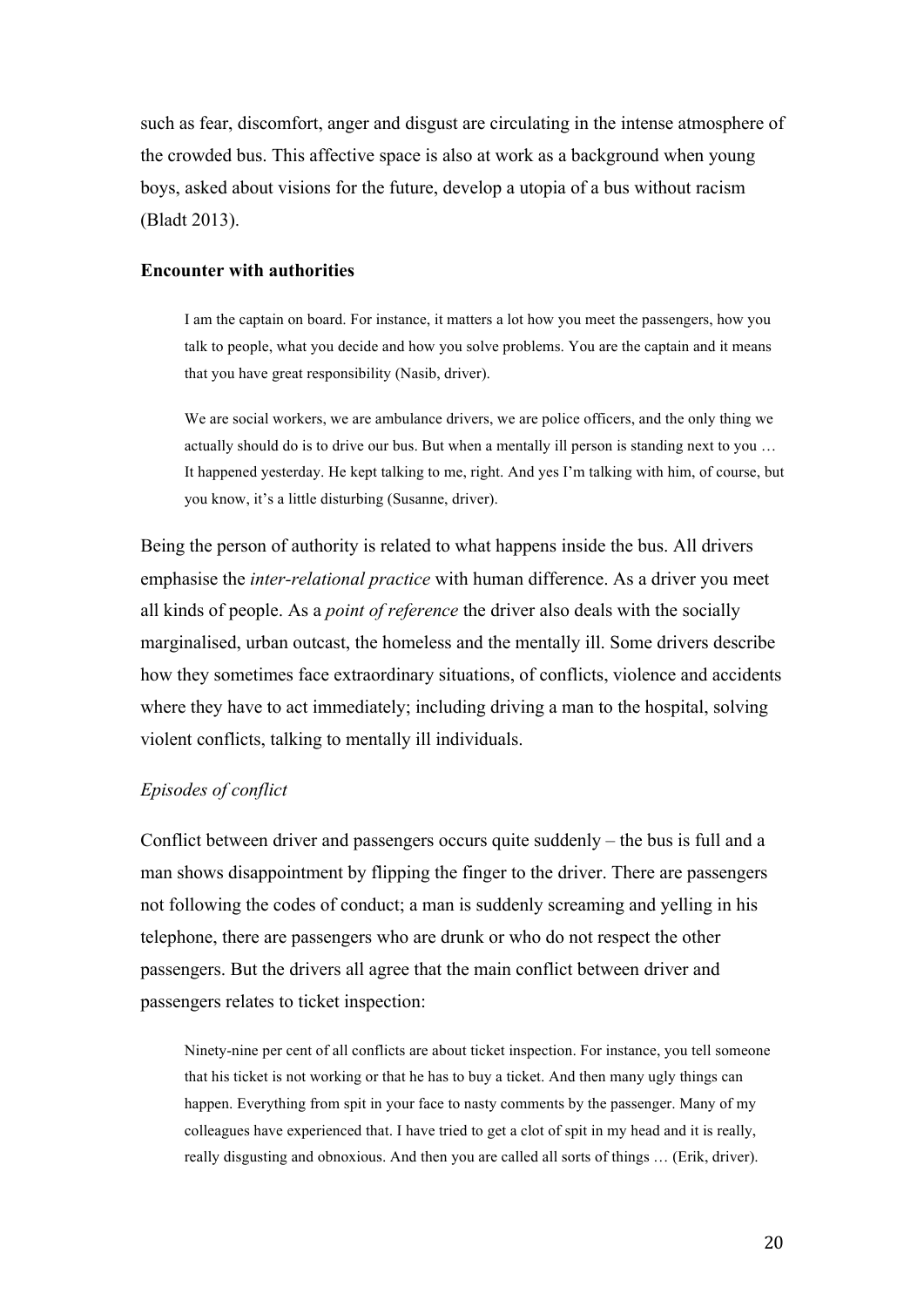such as fear, discomfort, anger and disgust are circulating in the intense atmosphere of the crowded bus. This affective space is also at work as a background when young boys, asked about visions for the future, develop a utopia of a bus without racism (Bladt 2013).

**Encounter with authorities**

> I am the captain on board. For instance, it matters a lot how you meet the passengers, how you talk to people, what you decide and how you solve problems. You are the captain and it means that you have great responsibility (Nasib, driver).

> We are social workers, we are ambulance drivers, we are police officers, and the only thing we actually should do is to drive our bus. But when a mentally ill person is standing next to you … It happened yesterday. He kept talking to me, right. And yes I'm talking with him, of course, but you know, it's a little disturbing (Susanne, driver).

Being the person of authority is related to what happens inside the bus. All drivers emphasise the *inter-relational practice* with human difference. As a driver you meet all kinds of people. As a *point of reference* the driver also deals with the socially marginalised, urban outcast, the homeless and the mentally ill. Some drivers describe how they sometimes face extraordinary situations, of conflicts, violence and accidents where they have to act immediately; including driving a man to the hospital, solving violent conflicts, talking to mentally ill individuals.

*Episodes of conflict*

Conflict between driver and passengers occurs quite suddenly – the bus is full and a man shows disappointment by flipping the finger to the driver. There are passengers not following the codes of conduct; a man is suddenly screaming and yelling in his telephone, there are passengers who are drunk or who do not respect the other passengers. But the drivers all agree that the main conflict between driver and passengers relates to ticket inspection:

> Ninety-nine per cent of all conflicts are about ticket inspection. For instance, you tell someone that his ticket is not working or that he has to buy a ticket. And then many ugly things can happen. Everything from spit in your face to nasty comments by the passenger. Many of my colleagues have experienced that. I have tried to get a clot of spit in my head and it is really, really disgusting and obnoxious. And then you are called all sorts of things … (Erik, driver).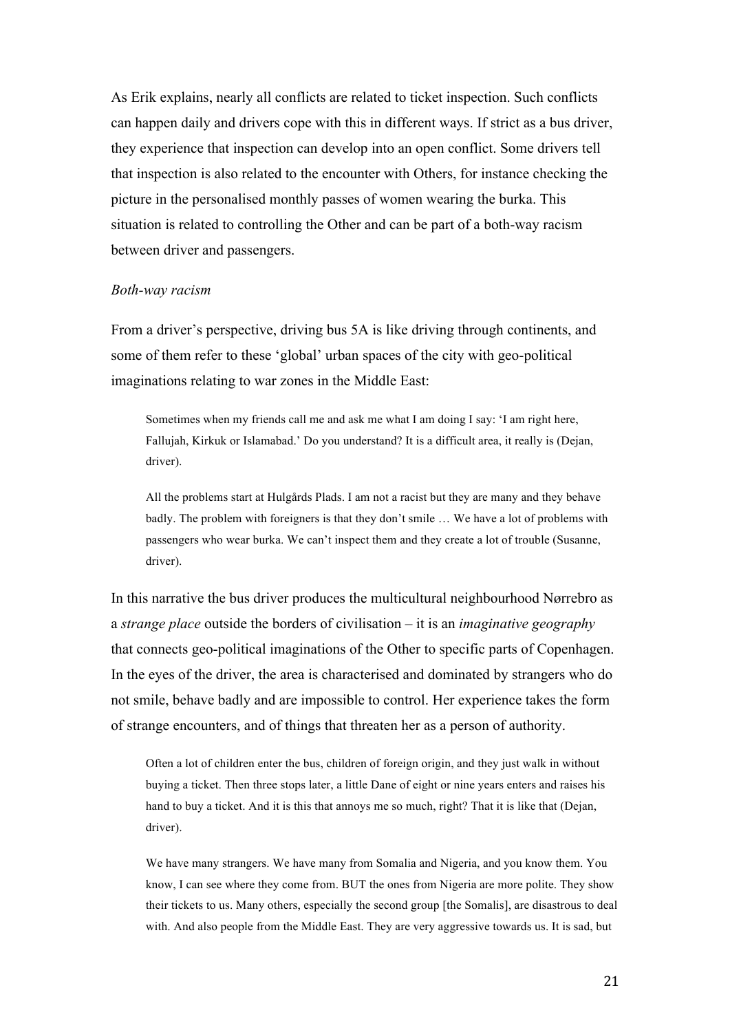As Erik explains, nearly all conflicts are related to ticket inspection. Such conflicts can happen daily and drivers cope with this in different ways. If strict as a bus driver, they experience that inspection can develop into an open conflict. Some drivers tell that inspection is also related to the encounter with Others, for instance checking the picture in the personalised monthly passes of women wearing the burka. This situation is related to controlling the Other and can be part of a both-way racism between driver and passengers.

*Both-way racism*

From a driver's perspective, driving bus 5A is like driving through continents, and some of them refer to these 'global' urban spaces of the city with geo-political imaginations relating to war zones in the Middle East:

> Sometimes when my friends call me and ask me what I am doing I say: 'I am right here, Fallujah, Kirkuk or Islamabad.' Do you understand? It is a difficult area, it really is (Dejan, driver).

> All the problems start at Hulgårds Plads. I am not a racist but they are many and they behave badly. The problem with foreigners is that they don't smile … We have a lot of problems with passengers who wear burka. We can't inspect them and they create a lot of trouble (Susanne, driver).

In this narrative the bus driver produces the multicultural neighbourhood Nørrebro as a *strange place* outside the borders of civilisation – it is an *imaginative geography* that connects geo-political imaginations of the Other to specific parts of Copenhagen. In the eyes of the driver, the area is characterised and dominated by strangers who do not smile, behave badly and are impossible to control. Her experience takes the form of strange encounters, and of things that threaten her as a person of authority.

> Often a lot of children enter the bus, children of foreign origin, and they just walk in without buying a ticket. Then three stops later, a little Dane of eight or nine years enters and raises his hand to buy a ticket. And it is this that annoys me so much, right? That it is like that (Dejan, driver).

> We have many strangers. We have many from Somalia and Nigeria, and you know them. You know, I can see where they come from. BUT the ones from Nigeria are more polite. They show their tickets to us. Many others, especially the second group [the Somalis], are disastrous to deal with. And also people from the Middle East. They are very aggressive towards us. It is sad, but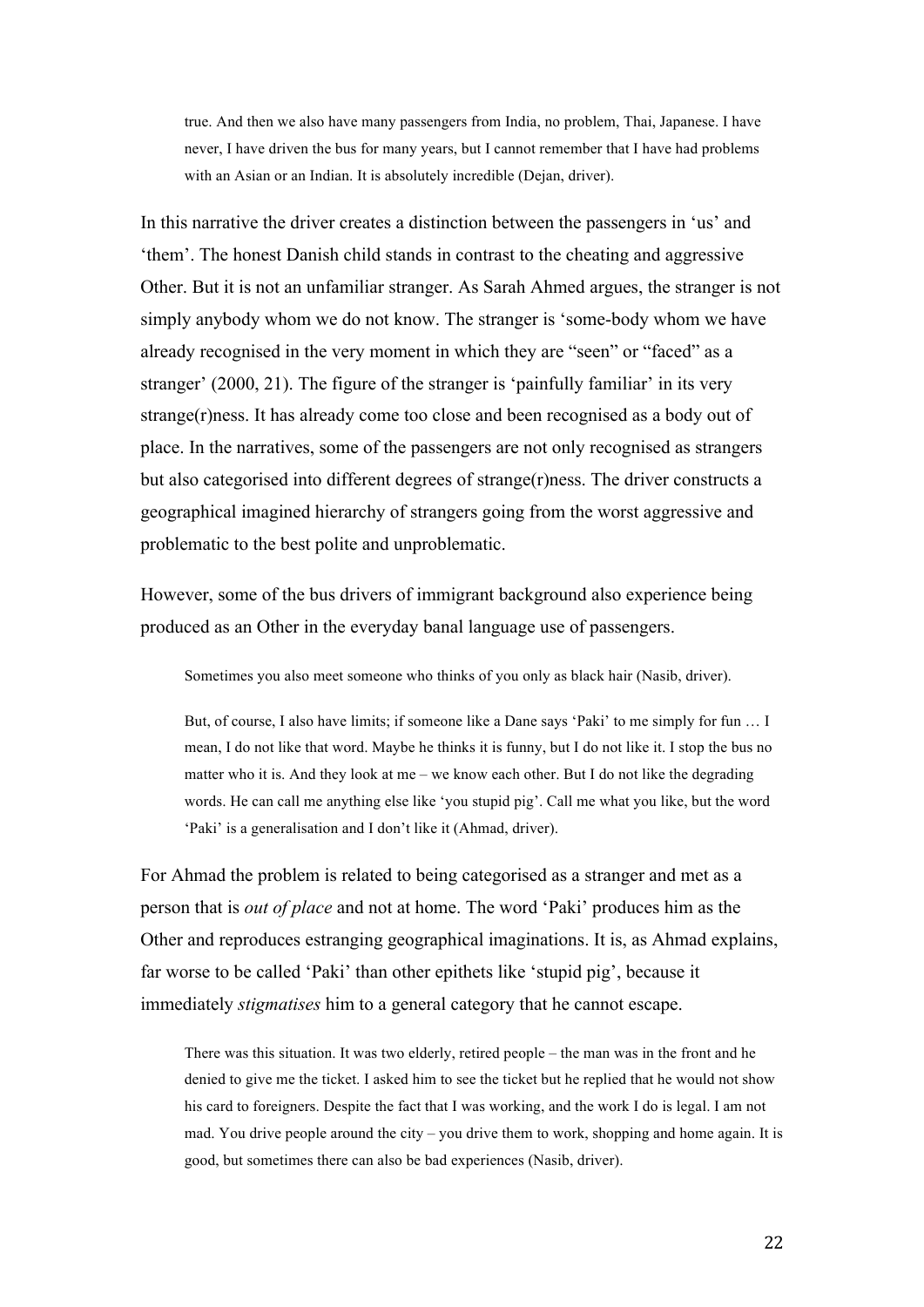> true. And then we also have many passengers from India, no problem, Thai, Japanese. I have never, I have driven the bus for many years, but I cannot remember that I have had problems with an Asian or an Indian. It is absolutely incredible (Dejan, driver).

In this narrative the driver creates a distinction between the passengers in 'us' and 'them'. The honest Danish child stands in contrast to the cheating and aggressive Other. But it is not an unfamiliar stranger. As Sarah Ahmed argues, the stranger is not simply anybody whom we do not know. The stranger is 'some-body whom we have already recognised in the very moment in which they are "seen" or "faced" as a stranger' (2000, 21). The figure of the stranger is 'painfully familiar' in its very strange(r)ness. It has already come too close and been recognised as a body out of place. In the narratives, some of the passengers are not only recognised as strangers but also categorised into different degrees of strange(r)ness. The driver constructs a geographical imagined hierarchy of strangers going from the worst aggressive and problematic to the best polite and unproblematic.

However, some of the bus drivers of immigrant background also experience being produced as an Other in the everyday banal language use of passengers.

> Sometimes you also meet someone who thinks of you only as black hair (Nasib, driver).

> But, of course, I also have limits; if someone like a Dane says 'Paki' to me simply for fun … I mean, I do not like that word. Maybe he thinks it is funny, but I do not like it. I stop the bus no matter who it is. And they look at me – we know each other. But I do not like the degrading words. He can call me anything else like 'you stupid pig'. Call me what you like, but the word 'Paki' is a generalisation and I don't like it (Ahmad, driver).

For Ahmad the problem is related to being categorised as a stranger and met as a person that is *out of place* and not at home. The word 'Paki' produces him as the Other and reproduces estranging geographical imaginations. It is, as Ahmad explains, far worse to be called 'Paki' than other epithets like 'stupid pig', because it immediately *stigmatises* him to a general category that he cannot escape.

> There was this situation. It was two elderly, retired people – the man was in the front and he denied to give me the ticket. I asked him to see the ticket but he replied that he would not show his card to foreigners. Despite the fact that I was working, and the work I do is legal. I am not mad. You drive people around the city – you drive them to work, shopping and home again. It is good, but sometimes there can also be bad experiences (Nasib, driver).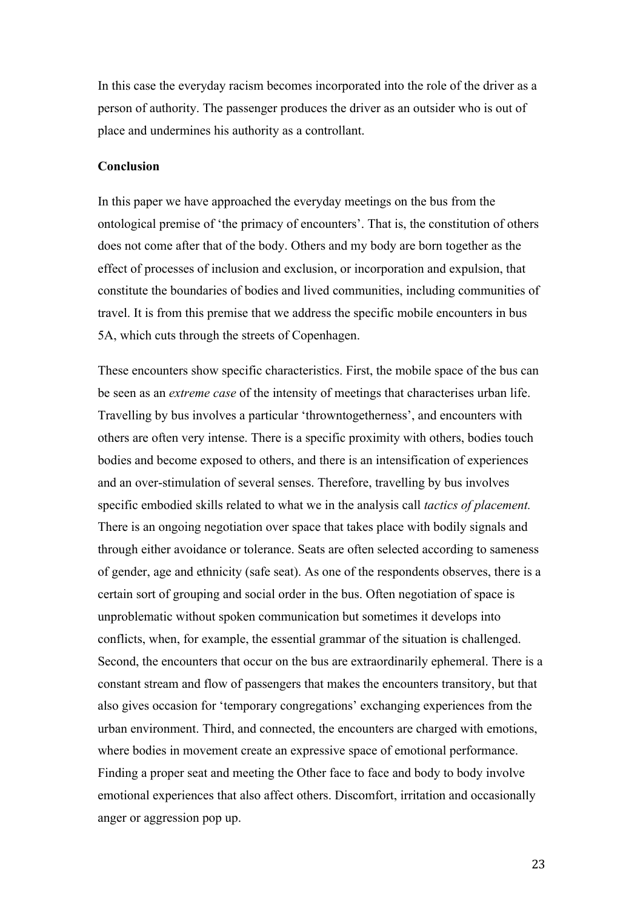In this case the everyday racism becomes incorporated into the role of the driver as a person of authority. The passenger produces the driver as an outsider who is out of place and undermines his authority as a controllant.

**Conclusion**

In this paper we have approached the everyday meetings on the bus from the ontological premise of 'the primacy of encounters'. That is, the constitution of others does not come after that of the body. Others and my body are born together as the effect of processes of inclusion and exclusion, or incorporation and expulsion, that constitute the boundaries of bodies and lived communities, including communities of travel. It is from this premise that we address the specific mobile encounters in bus 5A, which cuts through the streets of Copenhagen.

These encounters show specific characteristics. First, the mobile space of the bus can be seen as an *extreme case* of the intensity of meetings that characterises urban life. Travelling by bus involves a particular 'throwntogetherness', and encounters with others are often very intense. There is a specific proximity with others, bodies touch bodies and become exposed to others, and there is an intensification of experiences and an over-stimulation of several senses. Therefore, travelling by bus involves specific embodied skills related to what we in the analysis call *tactics of placement.* There is an ongoing negotiation over space that takes place with bodily signals and through either avoidance or tolerance. Seats are often selected according to sameness of gender, age and ethnicity (safe seat). As one of the respondents observes, there is a certain sort of grouping and social order in the bus. Often negotiation of space is unproblematic without spoken communication but sometimes it develops into conflicts, when, for example, the essential grammar of the situation is challenged. Second, the encounters that occur on the bus are extraordinarily ephemeral. There is a constant stream and flow of passengers that makes the encounters transitory, but that also gives occasion for 'temporary congregations' exchanging experiences from the urban environment. Third, and connected, the encounters are charged with emotions, where bodies in movement create an expressive space of emotional performance. Finding a proper seat and meeting the Other face to face and body to body involve emotional experiences that also affect others. Discomfort, irritation and occasionally anger or aggression pop up.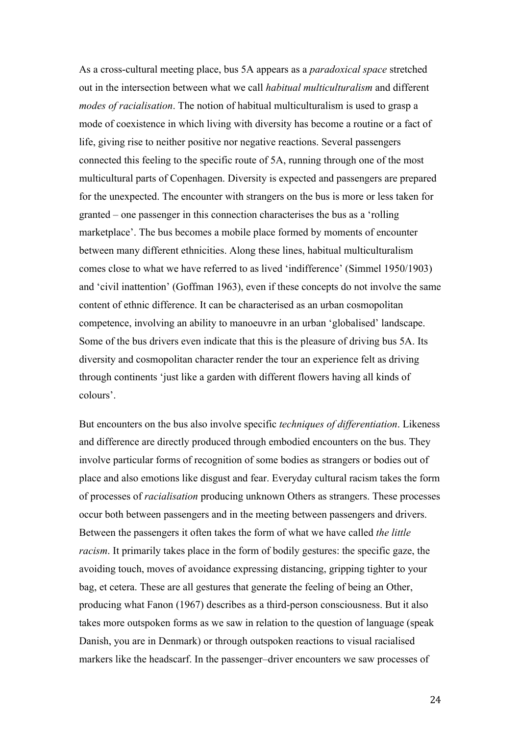As a cross-cultural meeting place, bus 5A appears as a *paradoxical space* stretched out in the intersection between what we call *habitual multiculturalism* and different *modes of racialisation*. The notion of habitual multiculturalism is used to grasp a mode of coexistence in which living with diversity has become a routine or a fact of life, giving rise to neither positive nor negative reactions. Several passengers connected this feeling to the specific route of 5A, running through one of the most multicultural parts of Copenhagen. Diversity is expected and passengers are prepared for the unexpected. The encounter with strangers on the bus is more or less taken for granted – one passenger in this connection characterises the bus as a 'rolling marketplace'. The bus becomes a mobile place formed by moments of encounter between many different ethnicities. Along these lines, habitual multiculturalism comes close to what we have referred to as lived 'indifference' (Simmel 1950/1903) and 'civil inattention' (Goffman 1963), even if these concepts do not involve the same content of ethnic difference. It can be characterised as an urban cosmopolitan competence, involving an ability to manoeuvre in an urban 'globalised' landscape. Some of the bus drivers even indicate that this is the pleasure of driving bus 5A. Its diversity and cosmopolitan character render the tour an experience felt as driving through continents 'just like a garden with different flowers having all kinds of colours'.

But encounters on the bus also involve specific *techniques of differentiation*. Likeness and difference are directly produced through embodied encounters on the bus. They involve particular forms of recognition of some bodies as strangers or bodies out of place and also emotions like disgust and fear. Everyday cultural racism takes the form of processes of *racialisation* producing unknown Others as strangers. These processes occur both between passengers and in the meeting between passengers and drivers. Between the passengers it often takes the form of what we have called *the little racism*. It primarily takes place in the form of bodily gestures: the specific gaze, the avoiding touch, moves of avoidance expressing distancing, gripping tighter to your bag, et cetera. These are all gestures that generate the feeling of being an Other, producing what Fanon (1967) describes as a third-person consciousness. But it also takes more outspoken forms as we saw in relation to the question of language (speak Danish, you are in Denmark) or through outspoken reactions to visual racialised markers like the headscarf. In the passenger–driver encounters we saw processes of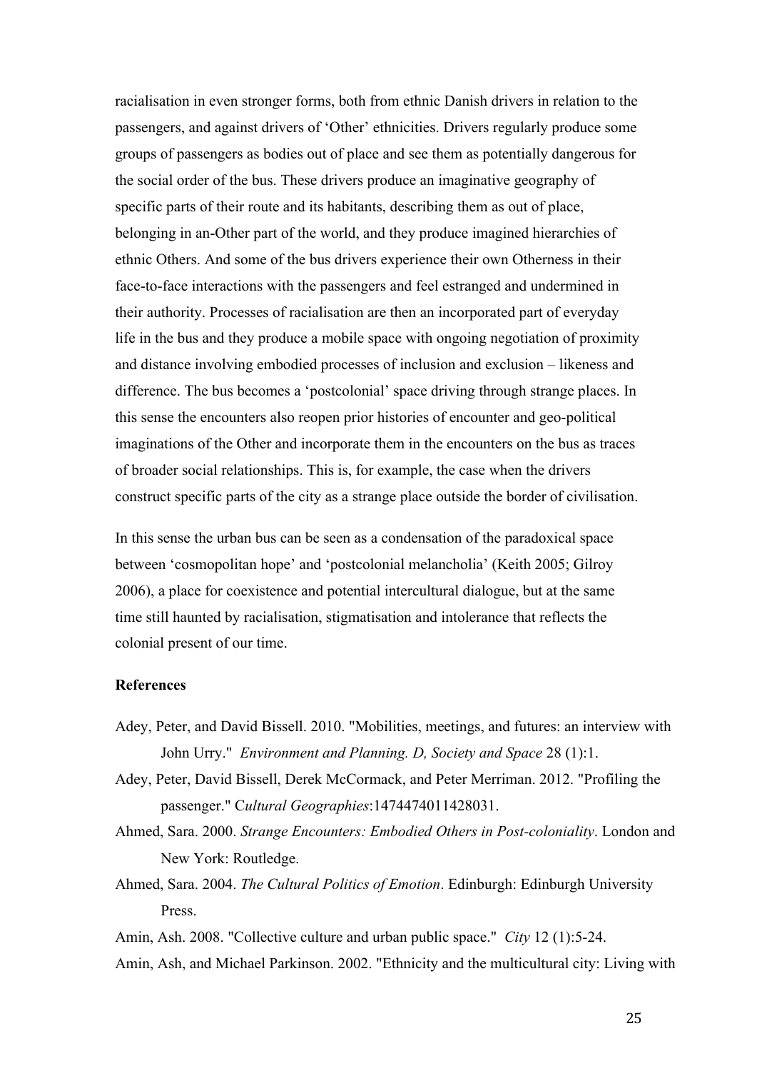racialisation in even stronger forms, both from ethnic Danish drivers in relation to the passengers, and against drivers of 'Other' ethnicities. Drivers regularly produce some groups of passengers as bodies out of place and see them as potentially dangerous for the social order of the bus. These drivers produce an imaginative geography of specific parts of their route and its habitants, describing them as out of place, belonging in an-Other part of the world, and they produce imagined hierarchies of ethnic Others. And some of the bus drivers experience their own Otherness in their face-to-face interactions with the passengers and feel estranged and undermined in their authority. Processes of racialisation are then an incorporated part of everyday life in the bus and they produce a mobile space with ongoing negotiation of proximity and distance involving embodied processes of inclusion and exclusion – likeness and difference. The bus becomes a 'postcolonial' space driving through strange places. In this sense the encounters also reopen prior histories of encounter and geo-political imaginations of the Other and incorporate them in the encounters on the bus as traces of broader social relationships. This is, for example, the case when the drivers construct specific parts of the city as a strange place outside the border of civilisation.

In this sense the urban bus can be seen as a condensation of the paradoxical space between 'cosmopolitan hope' and 'postcolonial melancholia' (Keith 2005; Gilroy 2006), a place for coexistence and potential intercultural dialogue, but at the same time still haunted by racialisation, stigmatisation and intolerance that reflects the colonial present of our time.

**References**

Adey, Peter, and David Bissell. 2010. "Mobilities, meetings, and futures: an interview with John Urry." *Environment and Planning. D, Society and Space* 28 (1):1.

Adey, Peter, David Bissell, Derek McCormack, and Peter Merriman. 2012. "Profiling the passenger." C*ultural Geographies*:1474474011428031.

Ahmed, Sara. 2000. *Strange Encounters: Embodied Others in Post-coloniality*. London and New York: Routledge.

Ahmed, Sara. 2004. *The Cultural Politics of Emotion*. Edinburgh: Edinburgh University Press.

Amin, Ash. 2008. "Collective culture and urban public space." *City* 12 (1):5-24.

Amin, Ash, and Michael Parkinson. 2002. "Ethnicity and the multicultural city: Living with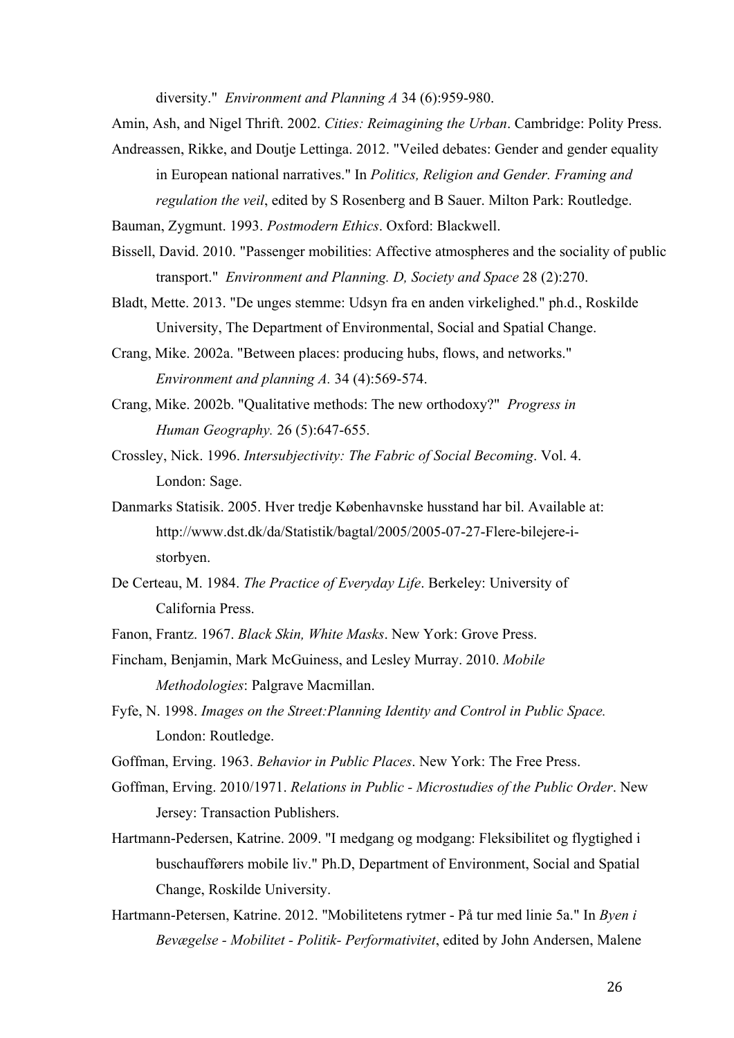diversity." *Environment and Planning A* 34 (6):959-980.

Amin, Ash, and Nigel Thrift. 2002. *Cities: Reimagining the Urban*. Cambridge: Polity Press.

Andreassen, Rikke, and Doutje Lettinga. 2012. "Veiled debates: Gender and gender equality in European national narratives." In *Politics, Religion and Gender. Framing and regulation the veil*, edited by S Rosenberg and B Sauer. Milton Park: Routledge.

Bauman, Zygmunt. 1993. *Postmodern Ethics*. Oxford: Blackwell.

Bissell, David. 2010. "Passenger mobilities: Affective atmospheres and the sociality of public transport." *Environment and Planning. D, Society and Space* 28 (2):270.

Bladt, Mette. 2013. "De unges stemme: Udsyn fra en anden virkelighed." ph.d., Roskilde University, The Department of Environmental, Social and Spatial Change.

Crang, Mike. 2002a. "Between places: producing hubs, flows, and networks." *Environment and planning A.* 34 (4):569-574.

Crang, Mike. 2002b. "Qualitative methods: The new orthodoxy?" *Progress in Human Geography.* 26 (5):647-655.

Crossley, Nick. 1996. *Intersubjectivity: The Fabric of Social Becoming*. Vol. 4. London: Sage.

Danmarks Statisik. 2005. Hver tredje Københavnske husstand har bil. Available at: http://www.dst.dk/da/Statistik/bagtal/2005/2005-07-27-Flere-bilejere-i-storbyen.

De Certeau, M. 1984. *The Practice of Everyday Life*. Berkeley: University of California Press.

Fanon, Frantz. 1967. *Black Skin, White Masks*. New York: Grove Press.

Fincham, Benjamin, Mark McGuiness, and Lesley Murray. 2010. *Mobile Methodologies*: Palgrave Macmillan.

Fyfe, N. 1998. *Images on the Street:Planning Identity and Control in Public Space.* London: Routledge.

Goffman, Erving. 1963. *Behavior in Public Places*. New York: The Free Press.

Goffman, Erving. 2010/1971. *Relations in Public - Microstudies of the Public Order*. New Jersey: Transaction Publishers.

Hartmann-Pedersen, Katrine. 2009. "I medgang og modgang: Fleksibilitet og flygtighed i buschaufførers mobile liv." Ph.D, Department of Environment, Social and Spatial Change, Roskilde University.

Hartmann-Petersen, Katrine. 2012. "Mobilitetens rytmer - På tur med linie 5a." In *Byen i Bevægelse - Mobilitet - Politik- Performativitet*, edited by John Andersen, Malene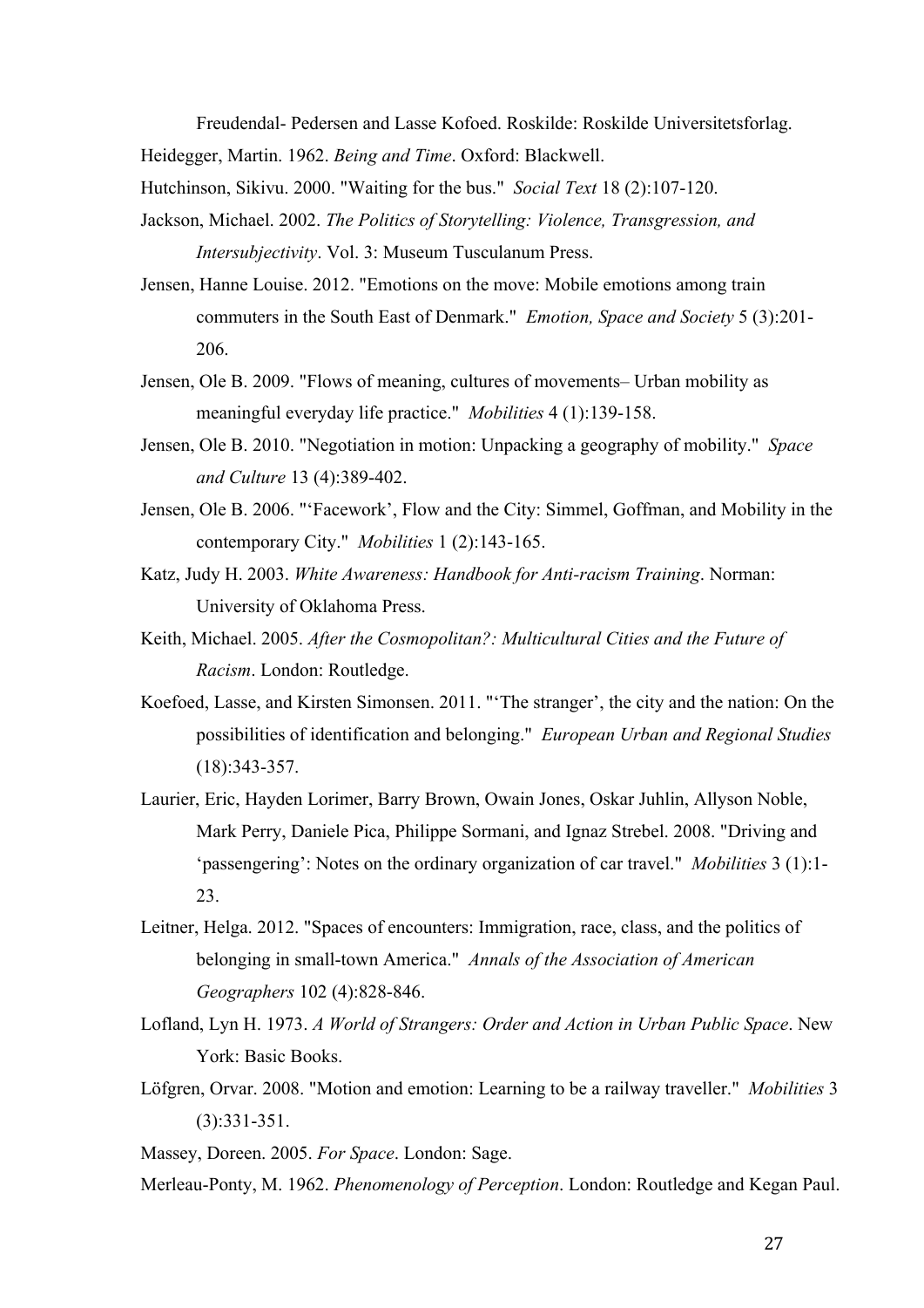Freudendal- Pedersen and Lasse Kofoed. Roskilde: Roskilde Universitetsforlag.

Heidegger, Martin. 1962. *Being and Time*. Oxford: Blackwell.

Hutchinson, Sikivu. 2000. "Waiting for the bus." *Social Text* 18 (2):107-120.

Jackson, Michael. 2002. *The Politics of Storytelling: Violence, Transgression, and Intersubjectivity*. Vol. 3: Museum Tusculanum Press.

Jensen, Hanne Louise. 2012. "Emotions on the move: Mobile emotions among train commuters in the South East of Denmark." *Emotion, Space and Society* 5 (3):201-206.

Jensen, Ole B. 2009. "Flows of meaning, cultures of movements– Urban mobility as meaningful everyday life practice." *Mobilities* 4 (1):139-158.

Jensen, Ole B. 2010. "Negotiation in motion: Unpacking a geography of mobility." *Space and Culture* 13 (4):389-402.

Jensen, Ole B. 2006. "'Facework', Flow and the City: Simmel, Goffman, and Mobility in the contemporary City." *Mobilities* 1 (2):143-165.

Katz, Judy H. 2003. *White Awareness: Handbook for Anti-racism Training*. Norman: University of Oklahoma Press.

Keith, Michael. 2005. *After the Cosmopolitan?: Multicultural Cities and the Future of Racism*. London: Routledge.

Koefoed, Lasse, and Kirsten Simonsen. 2011. "'The stranger', the city and the nation: On the possibilities of identification and belonging." *European Urban and Regional Studies* (18):343-357.

Laurier, Eric, Hayden Lorimer, Barry Brown, Owain Jones, Oskar Juhlin, Allyson Noble, Mark Perry, Daniele Pica, Philippe Sormani, and Ignaz Strebel. 2008. "Driving and 'passengering': Notes on the ordinary organization of car travel." *Mobilities* 3 (1):1-23.

Leitner, Helga. 2012. "Spaces of encounters: Immigration, race, class, and the politics of belonging in small-town America." *Annals of the Association of American Geographers* 102 (4):828-846.

Lofland, Lyn H. 1973. *A World of Strangers: Order and Action in Urban Public Space*. New York: Basic Books.

Löfgren, Orvar. 2008. "Motion and emotion: Learning to be a railway traveller." *Mobilities* 3 (3):331-351.

Massey, Doreen. 2005. *For Space*. London: Sage.

Merleau-Ponty, M. 1962. *Phenomenology of Perception*. London: Routledge and Kegan Paul.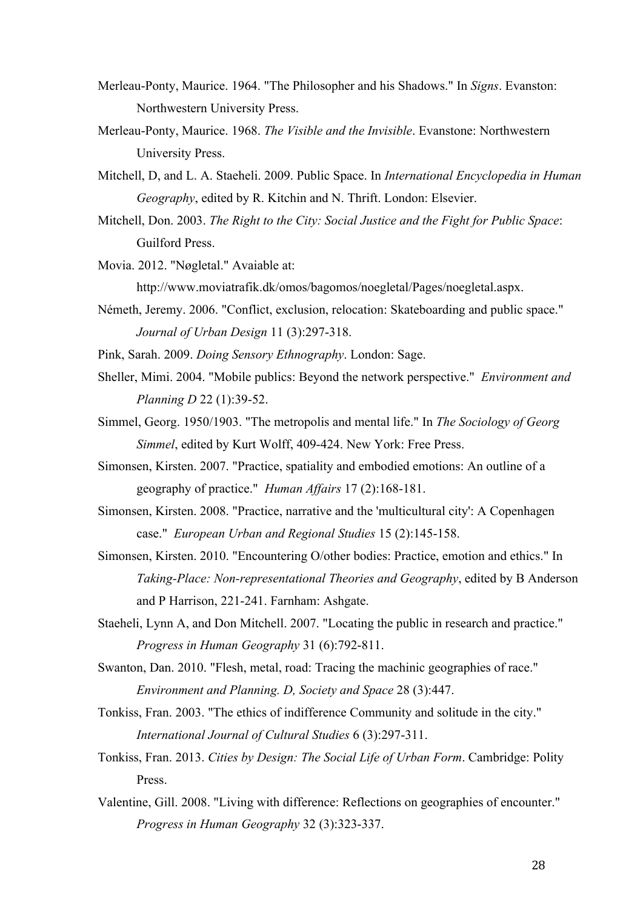Merleau-Ponty, Maurice. 1964. "The Philosopher and his Shadows." In *Signs*. Evanston: Northwestern University Press.

Merleau-Ponty, Maurice. 1968. *The Visible and the Invisible*. Evanstone: Northwestern University Press.

Mitchell, D, and L. A. Staeheli. 2009. Public Space. In *International Encyclopedia in Human Geography*, edited by R. Kitchin and N. Thrift. London: Elsevier.

Mitchell, Don. 2003. *The Right to the City: Social Justice and the Fight for Public Space*: Guilford Press.

Movia. 2012. "Nøgletal." Avaiable at: http://www.moviatrafik.dk/omos/bagomos/noegletal/Pages/noegletal.aspx.

Németh, Jeremy. 2006. "Conflict, exclusion, relocation: Skateboarding and public space." *Journal of Urban Design* 11 (3):297-318.

Pink, Sarah. 2009. *Doing Sensory Ethnography*. London: Sage.

Sheller, Mimi. 2004. "Mobile publics: Beyond the network perspective." *Environment and Planning D* 22 (1):39-52.

Simmel, Georg. 1950/1903. "The metropolis and mental life." In *The Sociology of Georg Simmel*, edited by Kurt Wolff, 409-424. New York: Free Press.

Simonsen, Kirsten. 2007. "Practice, spatiality and embodied emotions: An outline of a geography of practice." *Human Affairs* 17 (2):168-181.

Simonsen, Kirsten. 2008. "Practice, narrative and the 'multicultural city': A Copenhagen case." *European Urban and Regional Studies* 15 (2):145-158.

Simonsen, Kirsten. 2010. "Encountering O/other bodies: Practice, emotion and ethics." In *Taking-Place: Non-representational Theories and Geography*, edited by B Anderson and P Harrison, 221-241. Farnham: Ashgate.

Staeheli, Lynn A, and Don Mitchell. 2007. "Locating the public in research and practice." *Progress in Human Geography* 31 (6):792-811.

Swanton, Dan. 2010. "Flesh, metal, road: Tracing the machinic geographies of race." *Environment and Planning. D, Society and Space* 28 (3):447.

Tonkiss, Fran. 2003. "The ethics of indifference Community and solitude in the city." *International Journal of Cultural Studies* 6 (3):297-311.

Tonkiss, Fran. 2013. *Cities by Design: The Social Life of Urban Form*. Cambridge: Polity Press.

Valentine, Gill. 2008. "Living with difference: Reflections on geographies of encounter." *Progress in Human Geography* 32 (3):323-337.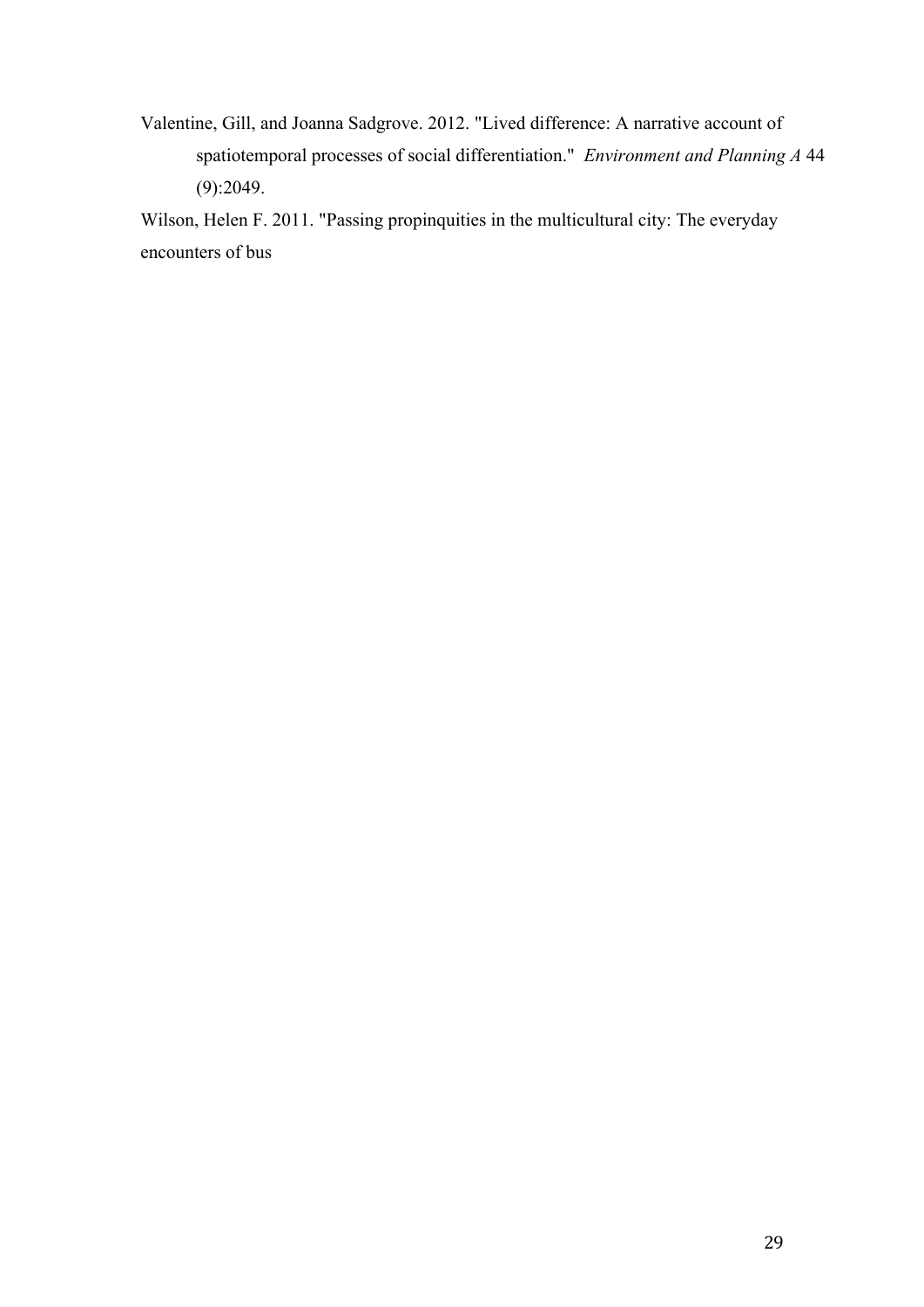Valentine, Gill, and Joanna Sadgrove. 2012. "Lived difference: A narrative account of spatiotemporal processes of social differentiation." *Environment and Planning A* 44 (9):2049.

Wilson, Helen F. 2011. "Passing propinquities in the multicultural city: The everyday encounters of bus